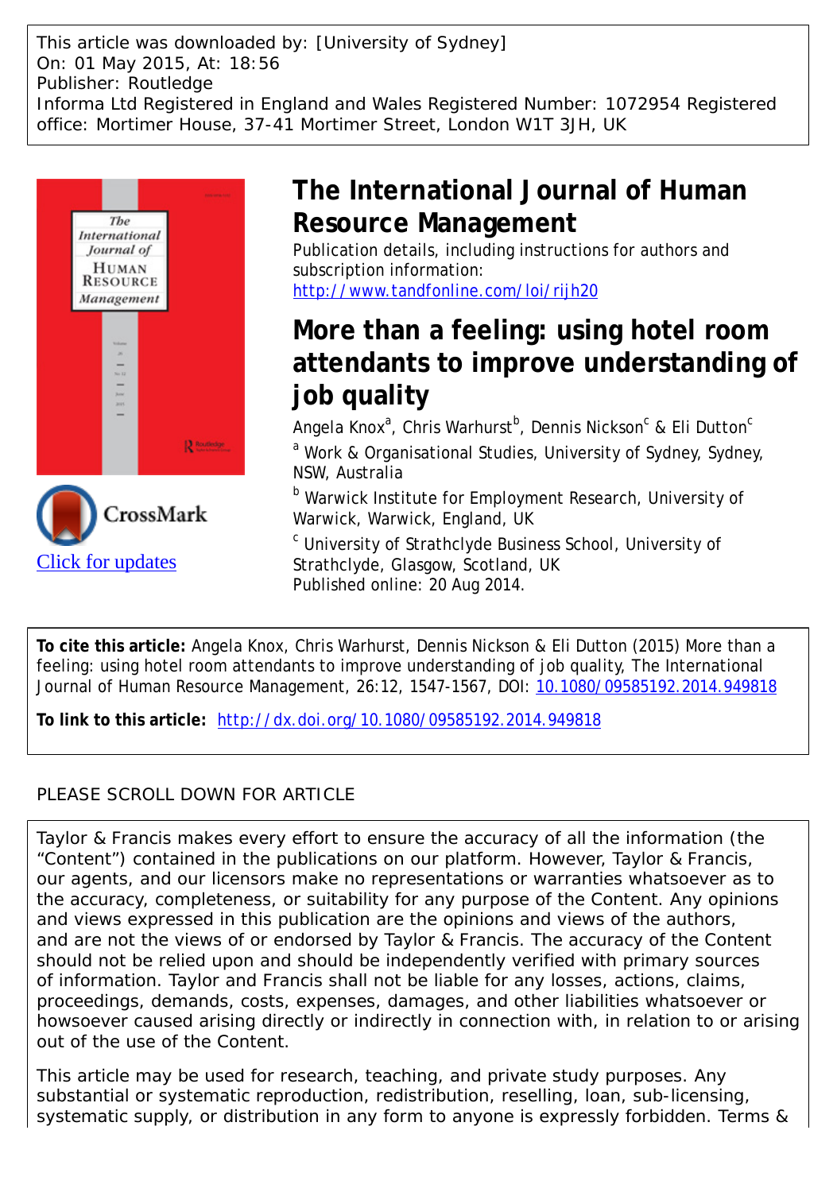This article was downloaded by: [University of Sydney]
On: 01 May 2015, At: 18:56
Publisher: Routledge
Informa Ltd Registered in England and Wales Registered Number: 1072954 Registered office: Mortimer House, 37-41 Mortimer Street, London W1T 3JH, UK

# The International Journal of Human Resource Management

Publication details, including instructions for authors and subscription information:
http://www.tandfonline.com/loi/rijh20

# More than a feeling: using hotel room attendants to improve understanding of job quality

Angela Knox[a], Chris Warhurst[b], Dennis Nickson[c] & Eli Dutton[c]

[a] Work & Organisational Studies, University of Sydney, Sydney, NSW, Australia

[b] Warwick Institute for Employment Research, University of Warwick, Warwick, England, UK

[c] University of Strathclyde Business School, University of Strathclyde, Glasgow, Scotland, UK

Published online: 20 Aug 2014.

CrossMark

Click for updates

**To cite this article:** Angela Knox, Chris Warhurst, Dennis Nickson & Eli Dutton (2015) More than a feeling: using hotel room attendants to improve understanding of job quality, The International Journal of Human Resource Management, 26:12, 1547-1567, DOI: 10.1080/09585192.2014.949818

**To link to this article:** http://dx.doi.org/10.1080/09585192.2014.949818

PLEASE SCROLL DOWN FOR ARTICLE

Taylor & Francis makes every effort to ensure the accuracy of all the information (the "Content") contained in the publications on our platform. However, Taylor & Francis, our agents, and our licensors make no representations or warranties whatsoever as to the accuracy, completeness, or suitability for any purpose of the Content. Any opinions and views expressed in this publication are the opinions and views of the authors, and are not the views of or endorsed by Taylor & Francis. The accuracy of the Content should not be relied upon and should be independently verified with primary sources of information. Taylor and Francis shall not be liable for any losses, actions, claims, proceedings, demands, costs, expenses, damages, and other liabilities whatsoever or howsoever caused arising directly or indirectly in connection with, in relation to or arising out of the use of the Content.

This article may be used for research, teaching, and private study purposes. Any substantial or systematic reproduction, redistribution, reselling, loan, sub-licensing, systematic supply, or distribution in any form to anyone is expressly forbidden. Terms &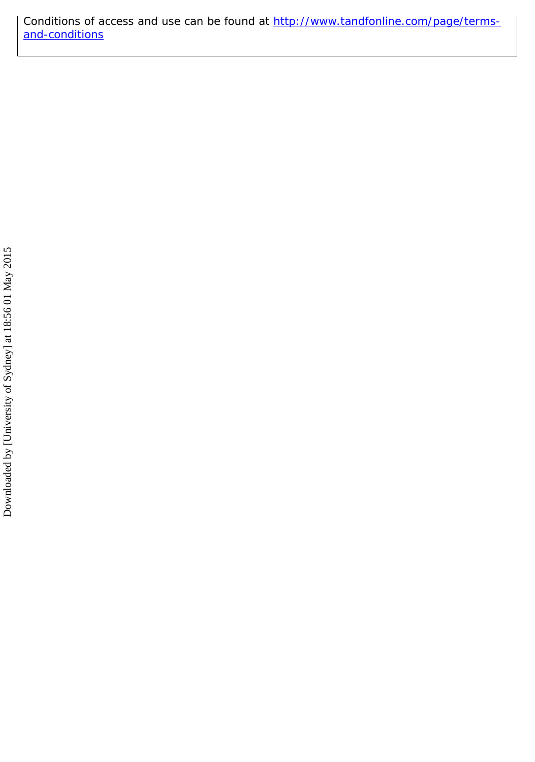Conditions of access and use can be found at [http://www.tandfonline.com/page/terms-and-conditions](http://www.tandfonline.com/page/terms-and-conditions)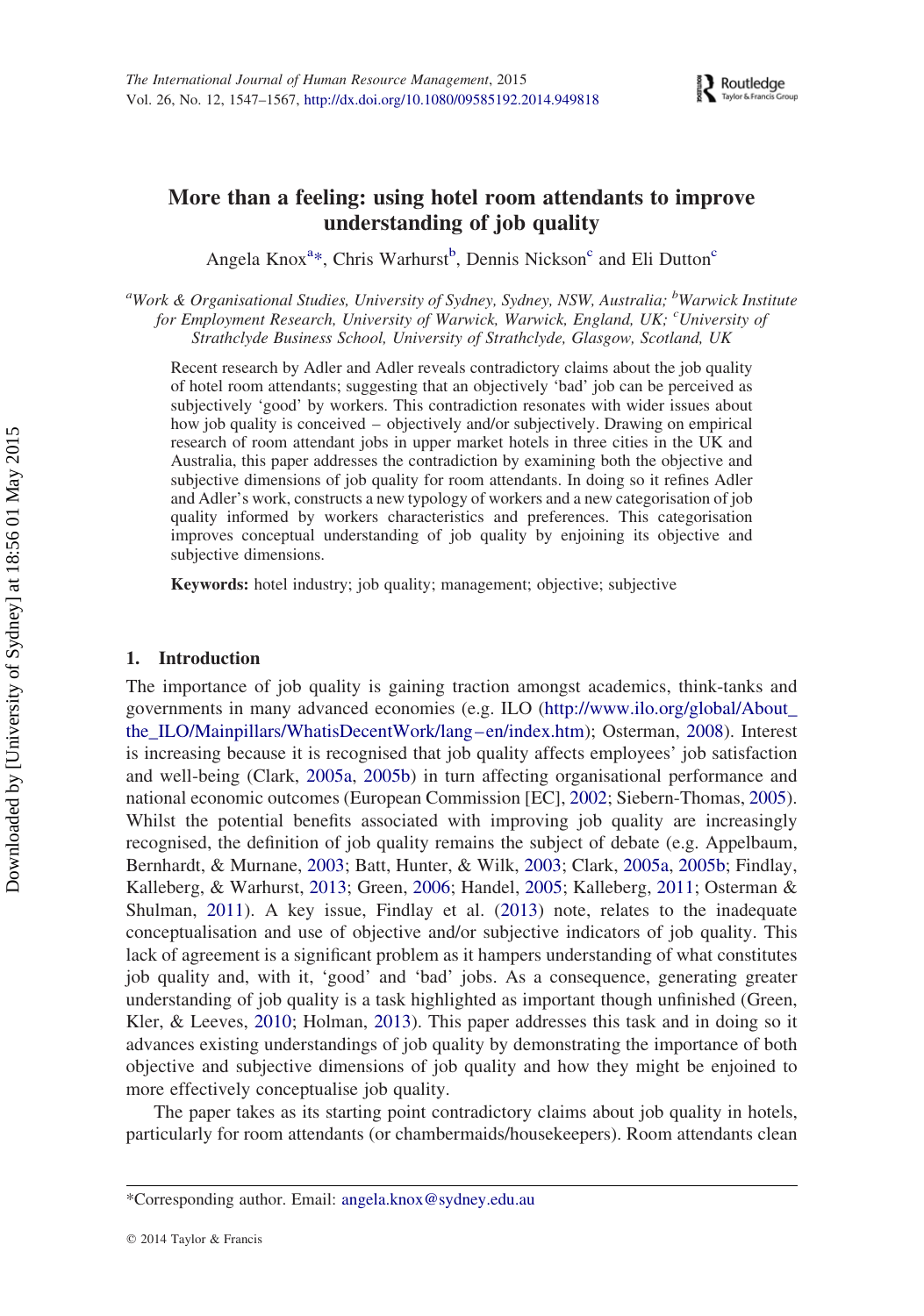# More than a feeling: using hotel room attendants to improve understanding of job quality

Angela Knox[a*], Chris Warhurst[b], Dennis Nickson[c] and Eli Dutton[c]

[a]*Work & Organisational Studies, University of Sydney, Sydney, NSW, Australia;* [b]*Warwick Institute for Employment Research, University of Warwick, Warwick, England, UK;* [c]*University of Strathclyde Business School, University of Strathclyde, Glasgow, Scotland, UK*

Recent research by Adler and Adler reveals contradictory claims about the job quality of hotel room attendants; suggesting that an objectively 'bad' job can be perceived as subjectively 'good' by workers. This contradiction resonates with wider issues about how job quality is conceived – objectively and/or subjectively. Drawing on empirical research of room attendant jobs in upper market hotels in three cities in the UK and Australia, this paper addresses the contradiction by examining both the objective and subjective dimensions of job quality for room attendants. In doing so it refines Adler and Adler's work, constructs a new typology of workers and a new categorisation of job quality informed by workers characteristics and preferences. This categorisation improves conceptual understanding of job quality by enjoining its objective and subjective dimensions.

**Keywords:** hotel industry; job quality; management; objective; subjective

## 1. Introduction

The importance of job quality is gaining traction amongst academics, think-tanks and governments in many advanced economies (e.g. ILO (http://www.ilo.org/global/About_the_ILO/Mainpillars/WhatisDecentWork/lang–en/index.htm); Osterman, 2008). Interest is increasing because it is recognised that job quality affects employees' job satisfaction and well-being (Clark, 2005a, 2005b) in turn affecting organisational performance and national economic outcomes (European Commission [EC], 2002; Siebern-Thomas, 2005). Whilst the potential benefits associated with improving job quality are increasingly recognised, the definition of job quality remains the subject of debate (e.g. Appelbaum, Bernhardt, & Murnane, 2003; Batt, Hunter, & Wilk, 2003; Clark, 2005a, 2005b; Findlay, Kalleberg, & Warhurst, 2013; Green, 2006; Handel, 2005; Kalleberg, 2011; Osterman & Shulman, 2011). A key issue, Findlay et al. (2013) note, relates to the inadequate conceptualisation and use of objective and/or subjective indicators of job quality. This lack of agreement is a significant problem as it hampers understanding of what constitutes job quality and, with it, 'good' and 'bad' jobs. As a consequence, generating greater understanding of job quality is a task highlighted as important though unfinished (Green, Kler, & Leeves, 2010; Holman, 2013). This paper addresses this task and in doing so it advances existing understandings of job quality by demonstrating the importance of both objective and subjective dimensions of job quality and how they might be enjoined to more effectively conceptualise job quality.

The paper takes as its starting point contradictory claims about job quality in hotels, particularly for room attendants (or chambermaids/housekeepers). Room attendants clean

*Corresponding author. Email: angela.knox@sydney.edu.au

© 2014 Taylor & Francis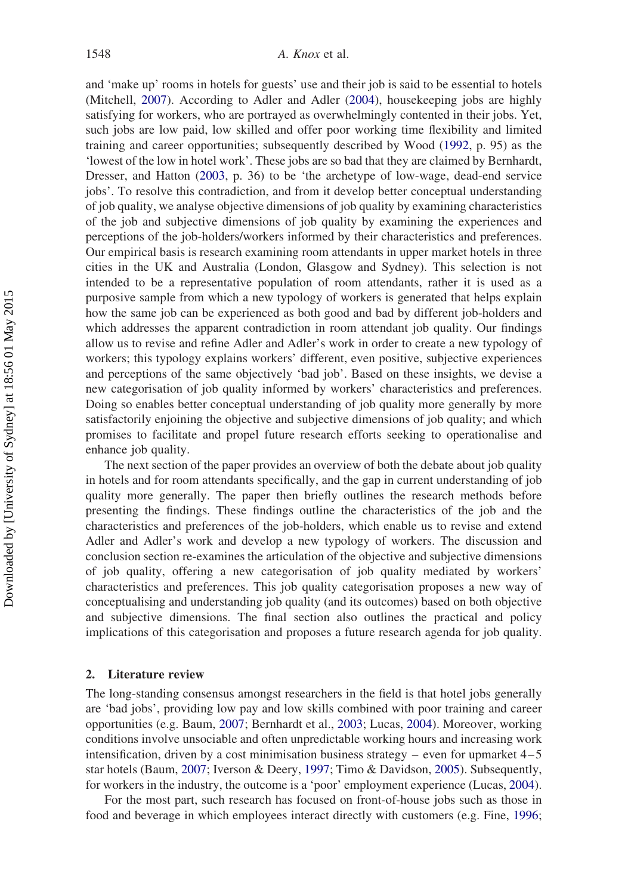and 'make up' rooms in hotels for guests' use and their job is said to be essential to hotels (Mitchell, 2007). According to Adler and Adler (2004), housekeeping jobs are highly satisfying for workers, who are portrayed as overwhelmingly contented in their jobs. Yet, such jobs are low paid, low skilled and offer poor working time flexibility and limited training and career opportunities; subsequently described by Wood (1992, p. 95) as the 'lowest of the low in hotel work'. These jobs are so bad that they are claimed by Bernhardt, Dresser, and Hatton (2003, p. 36) to be 'the archetype of low-wage, dead-end service jobs'. To resolve this contradiction, and from it develop better conceptual understanding of job quality, we analyse objective dimensions of job quality by examining characteristics of the job and subjective dimensions of job quality by examining the experiences and perceptions of the job-holders/workers informed by their characteristics and preferences. Our empirical basis is research examining room attendants in upper market hotels in three cities in the UK and Australia (London, Glasgow and Sydney). This selection is not intended to be a representative population of room attendants, rather it is used as a purposive sample from which a new typology of workers is generated that helps explain how the same job can be experienced as both good and bad by different job-holders and which addresses the apparent contradiction in room attendant job quality. Our findings allow us to revise and refine Adler and Adler's work in order to create a new typology of workers; this typology explains workers' different, even positive, subjective experiences and perceptions of the same objectively 'bad job'. Based on these insights, we devise a new categorisation of job quality informed by workers' characteristics and preferences. Doing so enables better conceptual understanding of job quality more generally by more satisfactorily enjoining the objective and subjective dimensions of job quality; and which promises to facilitate and propel future research efforts seeking to operationalise and enhance job quality.

The next section of the paper provides an overview of both the debate about job quality in hotels and for room attendants specifically, and the gap in current understanding of job quality more generally. The paper then briefly outlines the research methods before presenting the findings. These findings outline the characteristics of the job and the characteristics and preferences of the job-holders, which enable us to revise and extend Adler and Adler's work and develop a new typology of workers. The discussion and conclusion section re-examines the articulation of the objective and subjective dimensions of job quality, offering a new categorisation of job quality mediated by workers' characteristics and preferences. This job quality categorisation proposes a new way of conceptualising and understanding job quality (and its outcomes) based on both objective and subjective dimensions. The final section also outlines the practical and policy implications of this categorisation and proposes a future research agenda for job quality.

## 2. Literature review

The long-standing consensus amongst researchers in the field is that hotel jobs generally are 'bad jobs', providing low pay and low skills combined with poor training and career opportunities (e.g. Baum, 2007; Bernhardt et al., 2003; Lucas, 2004). Moreover, working conditions involve unsociable and often unpredictable working hours and increasing work intensification, driven by a cost minimisation business strategy – even for upmarket 4–5 star hotels (Baum, 2007; Iverson & Deery, 1997; Timo & Davidson, 2005). Subsequently, for workers in the industry, the outcome is a 'poor' employment experience (Lucas, 2004).

For the most part, such research has focused on front-of-house jobs such as those in food and beverage in which employees interact directly with customers (e.g. Fine, 1996;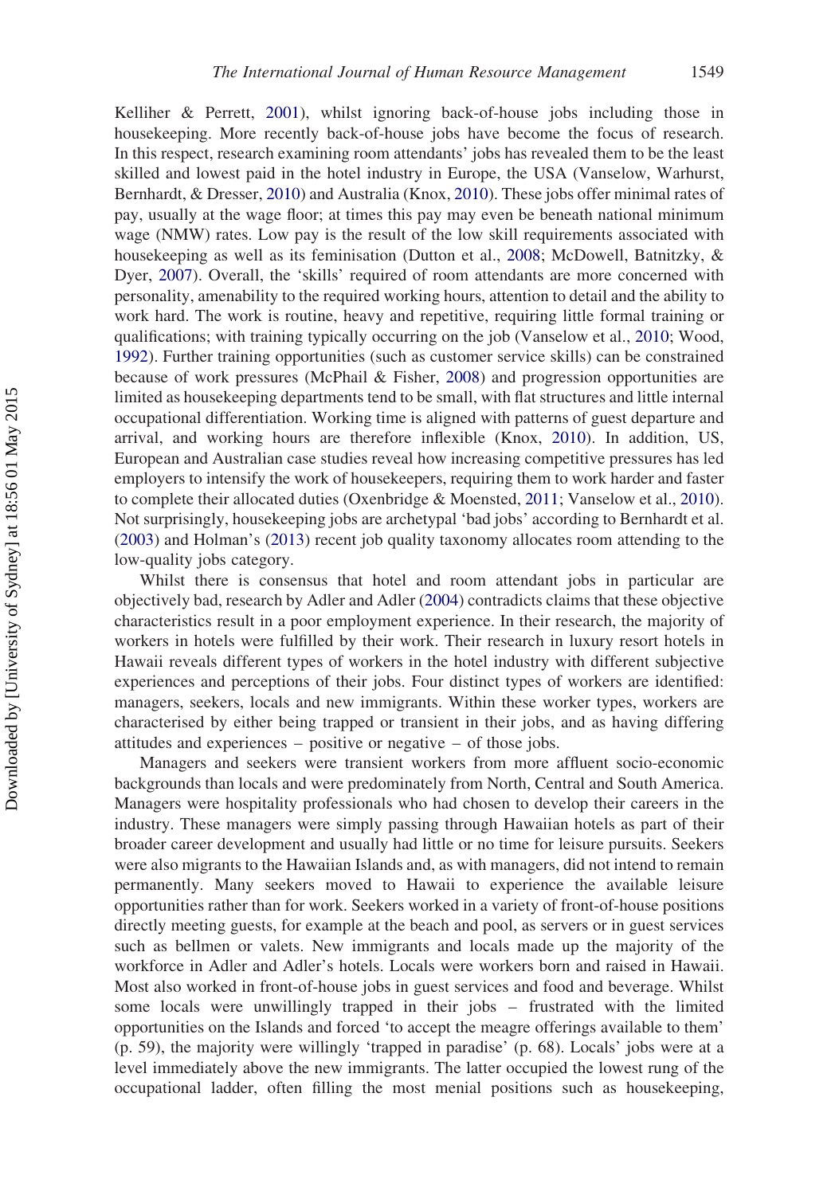Kelliher & Perrett, 2001), whilst ignoring back-of-house jobs including those in housekeeping. More recently back-of-house jobs have become the focus of research. In this respect, research examining room attendants' jobs has revealed them to be the least skilled and lowest paid in the hotel industry in Europe, the USA (Vanselow, Warhurst, Bernhardt, & Dresser, 2010) and Australia (Knox, 2010). These jobs offer minimal rates of pay, usually at the wage floor; at times this pay may even be beneath national minimum wage (NMW) rates. Low pay is the result of the low skill requirements associated with housekeeping as well as its feminisation (Dutton et al., 2008; McDowell, Batnitzky, & Dyer, 2007). Overall, the 'skills' required of room attendants are more concerned with personality, amenability to the required working hours, attention to detail and the ability to work hard. The work is routine, heavy and repetitive, requiring little formal training or qualifications; with training typically occurring on the job (Vanselow et al., 2010; Wood, 1992). Further training opportunities (such as customer service skills) can be constrained because of work pressures (McPhail & Fisher, 2008) and progression opportunities are limited as housekeeping departments tend to be small, with flat structures and little internal occupational differentiation. Working time is aligned with patterns of guest departure and arrival, and working hours are therefore inflexible (Knox, 2010). In addition, US, European and Australian case studies reveal how increasing competitive pressures has led employers to intensify the work of housekeepers, requiring them to work harder and faster to complete their allocated duties (Oxenbridge & Moensted, 2011; Vanselow et al., 2010). Not surprisingly, housekeeping jobs are archetypal 'bad jobs' according to Bernhardt et al. (2003) and Holman's (2013) recent job quality taxonomy allocates room attending to the low-quality jobs category.

Whilst there is consensus that hotel and room attendant jobs in particular are objectively bad, research by Adler and Adler (2004) contradicts claims that these objective characteristics result in a poor employment experience. In their research, the majority of workers in hotels were fulfilled by their work. Their research in luxury resort hotels in Hawaii reveals different types of workers in the hotel industry with different subjective experiences and perceptions of their jobs. Four distinct types of workers are identified: managers, seekers, locals and new immigrants. Within these worker types, workers are characterised by either being trapped or transient in their jobs, and as having differing attitudes and experiences – positive or negative – of those jobs.

Managers and seekers were transient workers from more affluent socio-economic backgrounds than locals and were predominately from North, Central and South America. Managers were hospitality professionals who had chosen to develop their careers in the industry. These managers were simply passing through Hawaiian hotels as part of their broader career development and usually had little or no time for leisure pursuits. Seekers were also migrants to the Hawaiian Islands and, as with managers, did not intend to remain permanently. Many seekers moved to Hawaii to experience the available leisure opportunities rather than for work. Seekers worked in a variety of front-of-house positions directly meeting guests, for example at the beach and pool, as servers or in guest services such as bellmen or valets. New immigrants and locals made up the majority of the workforce in Adler and Adler's hotels. Locals were workers born and raised in Hawaii. Most also worked in front-of-house jobs in guest services and food and beverage. Whilst some locals were unwillingly trapped in their jobs – frustrated with the limited opportunities on the Islands and forced 'to accept the meagre offerings available to them' (p. 59), the majority were willingly 'trapped in paradise' (p. 68). Locals' jobs were at a level immediately above the new immigrants. The latter occupied the lowest rung of the occupational ladder, often filling the most menial positions such as housekeeping,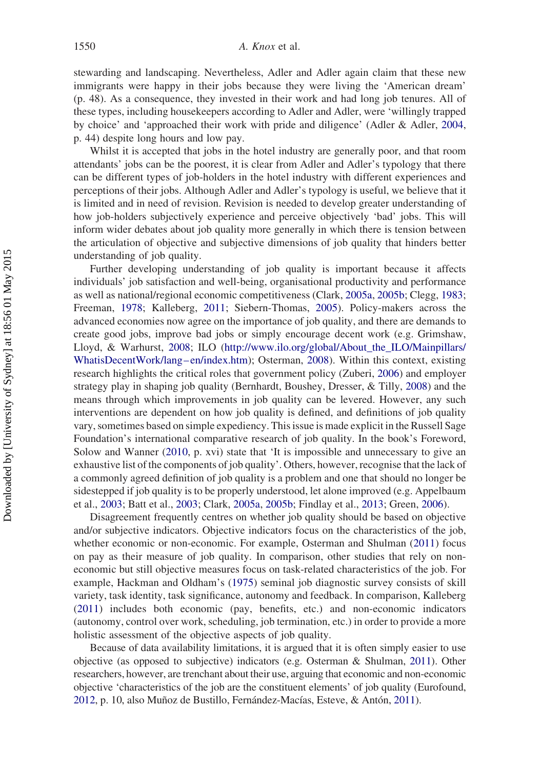stewarding and landscaping. Nevertheless, Adler and Adler again claim that these new immigrants were happy in their jobs because they were living the 'American dream' (p. 48). As a consequence, they invested in their work and had long job tenures. All of these types, including housekeepers according to Adler and Adler, were 'willingly trapped by choice' and 'approached their work with pride and diligence' (Adler & Adler, 2004, p. 44) despite long hours and low pay.

Whilst it is accepted that jobs in the hotel industry are generally poor, and that room attendants' jobs can be the poorest, it is clear from Adler and Adler's typology that there can be different types of job-holders in the hotel industry with different experiences and perceptions of their jobs. Although Adler and Adler's typology is useful, we believe that it is limited and in need of revision. Revision is needed to develop greater understanding of how job-holders subjectively experience and perceive objectively 'bad' jobs. This will inform wider debates about job quality more generally in which there is tension between the articulation of objective and subjective dimensions of job quality that hinders better understanding of job quality.

Further developing understanding of job quality is important because it affects individuals' job satisfaction and well-being, organisational productivity and performance as well as national/regional economic competitiveness (Clark, 2005a, 2005b; Clegg, 1983; Freeman, 1978; Kalleberg, 2011; Siebern-Thomas, 2005). Policy-makers across the advanced economies now agree on the importance of job quality, and there are demands to create good jobs, improve bad jobs or simply encourage decent work (e.g. Grimshaw, Lloyd, & Warhurst, 2008; ILO (http://www.ilo.org/global/About_the_ILO/Mainpillars/WhatisDecentWork/lang–en/index.htm); Osterman, 2008). Within this context, existing research highlights the critical roles that government policy (Zuberi, 2006) and employer strategy play in shaping job quality (Bernhardt, Boushey, Dresser, & Tilly, 2008) and the means through which improvements in job quality can be levered. However, any such interventions are dependent on how job quality is defined, and definitions of job quality vary, sometimes based on simple expediency. This issue is made explicit in the Russell Sage Foundation's international comparative research of job quality. In the book's Foreword, Solow and Wanner (2010, p. xvi) state that 'It is impossible and unnecessary to give an exhaustive list of the components of job quality'. Others, however, recognise that the lack of a commonly agreed definition of job quality is a problem and one that should no longer be sidestepped if job quality is to be properly understood, let alone improved (e.g. Appelbaum et al., 2003; Batt et al., 2003; Clark, 2005a, 2005b; Findlay et al., 2013; Green, 2006).

Disagreement frequently centres on whether job quality should be based on objective and/or subjective indicators. Objective indicators focus on the characteristics of the job, whether economic or non-economic. For example, Osterman and Shulman (2011) focus on pay as their measure of job quality. In comparison, other studies that rely on non-economic but still objective measures focus on task-related characteristics of the job. For example, Hackman and Oldham's (1975) seminal job diagnostic survey consists of skill variety, task identity, task significance, autonomy and feedback. In comparison, Kalleberg (2011) includes both economic (pay, benefits, etc.) and non-economic indicators (autonomy, control over work, scheduling, job termination, etc.) in order to provide a more holistic assessment of the objective aspects of job quality.

Because of data availability limitations, it is argued that it is often simply easier to use objective (as opposed to subjective) indicators (e.g. Osterman & Shulman, 2011). Other researchers, however, are trenchant about their use, arguing that economic and non-economic objective 'characteristics of the job are the constituent elements' of job quality (Eurofound, 2012, p. 10, also Muñoz de Bustillo, Fernández-Macías, Esteve, & Antón, 2011).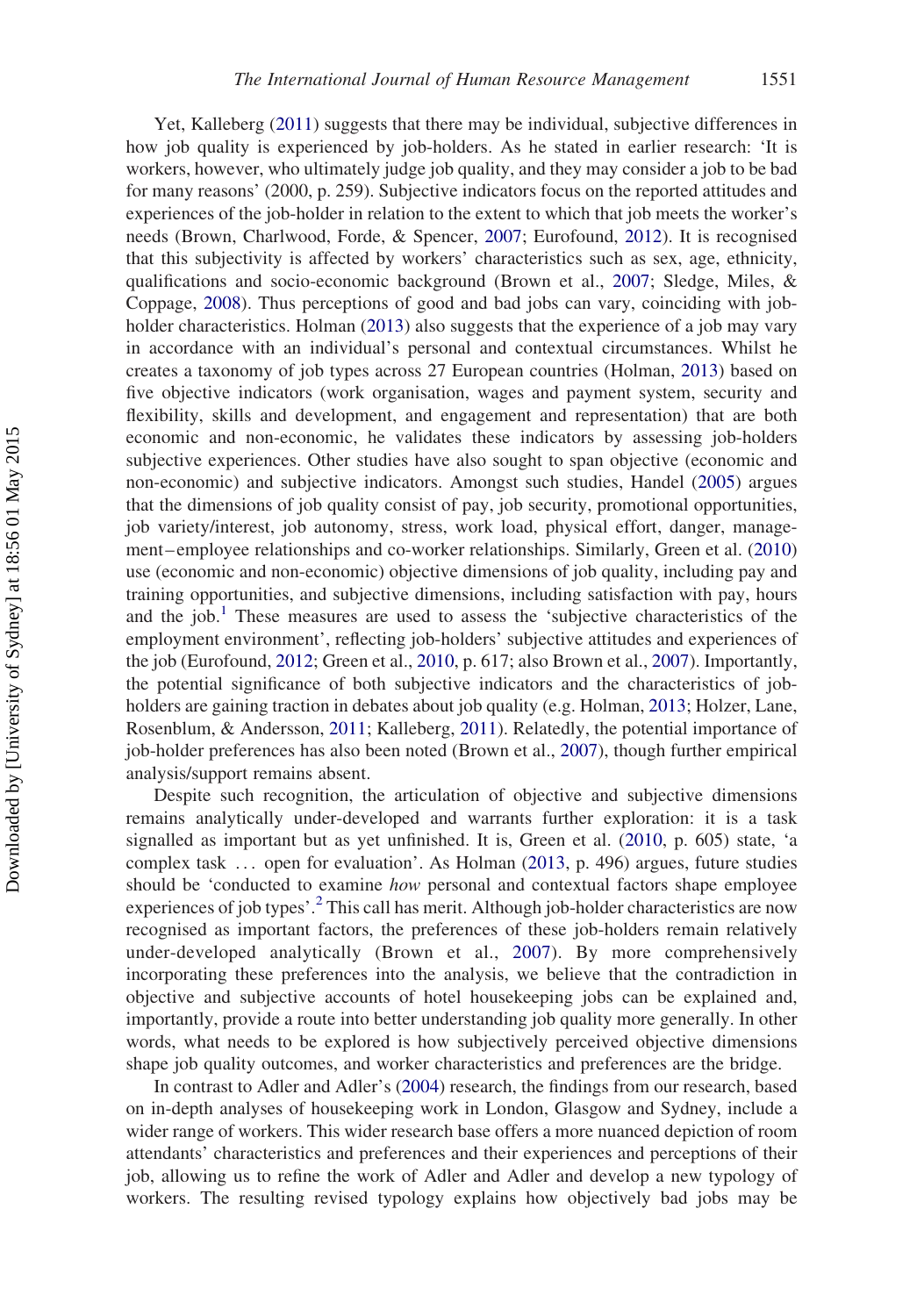Yet, Kalleberg (2011) suggests that there may be individual, subjective differences in how job quality is experienced by job-holders. As he stated in earlier research: 'It is workers, however, who ultimately judge job quality, and they may consider a job to be bad for many reasons' (2000, p. 259). Subjective indicators focus on the reported attitudes and experiences of the job-holder in relation to the extent to which that job meets the worker's needs (Brown, Charlwood, Forde, & Spencer, 2007; Eurofound, 2012). It is recognised that this subjectivity is affected by workers' characteristics such as sex, age, ethnicity, qualifications and socio-economic background (Brown et al., 2007; Sledge, Miles, & Coppage, 2008). Thus perceptions of good and bad jobs can vary, coinciding with job-holder characteristics. Holman (2013) also suggests that the experience of a job may vary in accordance with an individual's personal and contextual circumstances. Whilst he creates a taxonomy of job types across 27 European countries (Holman, 2013) based on five objective indicators (work organisation, wages and payment system, security and flexibility, skills and development, and engagement and representation) that are both economic and non-economic, he validates these indicators by assessing job-holders subjective experiences. Other studies have also sought to span objective (economic and non-economic) and subjective indicators. Amongst such studies, Handel (2005) argues that the dimensions of job quality consist of pay, job security, promotional opportunities, job variety/interest, job autonomy, stress, work load, physical effort, danger, management–employee relationships and co-worker relationships. Similarly, Green et al. (2010) use (economic and non-economic) objective dimensions of job quality, including pay and training opportunities, and subjective dimensions, including satisfaction with pay, hours and the job.[1] These measures are used to assess the 'subjective characteristics of the employment environment', reflecting job-holders' subjective attitudes and experiences of the job (Eurofound, 2012; Green et al., 2010, p. 617; also Brown et al., 2007). Importantly, the potential significance of both subjective indicators and the characteristics of job-holders are gaining traction in debates about job quality (e.g. Holman, 2013; Holzer, Lane, Rosenblum, & Andersson, 2011; Kalleberg, 2011). Relatedly, the potential importance of job-holder preferences has also been noted (Brown et al., 2007), though further empirical analysis/support remains absent.

Despite such recognition, the articulation of objective and subjective dimensions remains analytically under-developed and warrants further exploration: it is a task signalled as important but as yet unfinished. It is, Green et al. (2010, p. 605) state, 'a complex task ... open for evaluation'. As Holman (2013, p. 496) argues, future studies should be 'conducted to examine *how* personal and contextual factors shape employee experiences of job types'.[2] This call has merit. Although job-holder characteristics are now recognised as important factors, the preferences of these job-holders remain relatively under-developed analytically (Brown et al., 2007). By more comprehensively incorporating these preferences into the analysis, we believe that the contradiction in objective and subjective accounts of hotel housekeeping jobs can be explained and, importantly, provide a route into better understanding job quality more generally. In other words, what needs to be explored is how subjectively perceived objective dimensions shape job quality outcomes, and worker characteristics and preferences are the bridge.

In contrast to Adler and Adler's (2004) research, the findings from our research, based on in-depth analyses of housekeeping work in London, Glasgow and Sydney, include a wider range of workers. This wider research base offers a more nuanced depiction of room attendants' characteristics and preferences and their experiences and perceptions of their job, allowing us to refine the work of Adler and Adler and develop a new typology of workers. The resulting revised typology explains how objectively bad jobs may be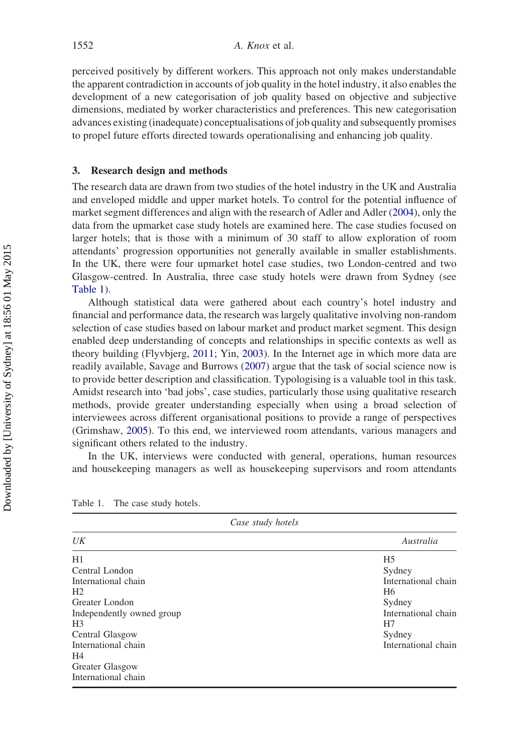perceived positively by different workers. This approach not only makes understandable the apparent contradiction in accounts of job quality in the hotel industry, it also enables the development of a new categorisation of job quality based on objective and subjective dimensions, mediated by worker characteristics and preferences. This new categorisation advances existing (inadequate) conceptualisations of job quality and subsequently promises to propel future efforts directed towards operationalising and enhancing job quality.

## 3. Research design and methods

The research data are drawn from two studies of the hotel industry in the UK and Australia and enveloped middle and upper market hotels. To control for the potential influence of market segment differences and align with the research of Adler and Adler (2004), only the data from the upmarket case study hotels are examined here. The case studies focused on larger hotels; that is those with a minimum of 30 staff to allow exploration of room attendants' progression opportunities not generally available in smaller establishments. In the UK, there were four upmarket hotel case studies, two London-centred and two Glasgow-centred. In Australia, three case study hotels were drawn from Sydney (see Table 1).

Although statistical data were gathered about each country's hotel industry and financial and performance data, the research was largely qualitative involving non-random selection of case studies based on labour market and product market segment. This design enabled deep understanding of concepts and relationships in specific contexts as well as theory building (Flyvbjerg, 2011; Yin, 2003). In the Internet age in which more data are readily available, Savage and Burrows (2007) argue that the task of social science now is to provide better description and classification. Typologising is a valuable tool in this task. Amidst research into 'bad jobs', case studies, particularly those using qualitative research methods, provide greater understanding especially when using a broad selection of interviewees across different organisational positions to provide a range of perspectives (Grimshaw, 2005). To this end, we interviewed room attendants, various managers and significant others related to the industry.

In the UK, interviews were conducted with general, operations, human resources and housekeeping managers as well as housekeeping supervisors and room attendants

Table 1. The case study hotels.

| *Case study hotels* | |
|---|---|
| *UK* | *Australia* |
| H1<br>Central London<br>International chain | H5<br>Sydney<br>International chain |
| H2<br>Greater London<br>Independently owned group | H6<br>Sydney<br>International chain |
| H3<br>Central Glasgow<br>International chain | H7<br>Sydney<br>International chain |
| H4<br>Greater Glasgow<br>International chain | |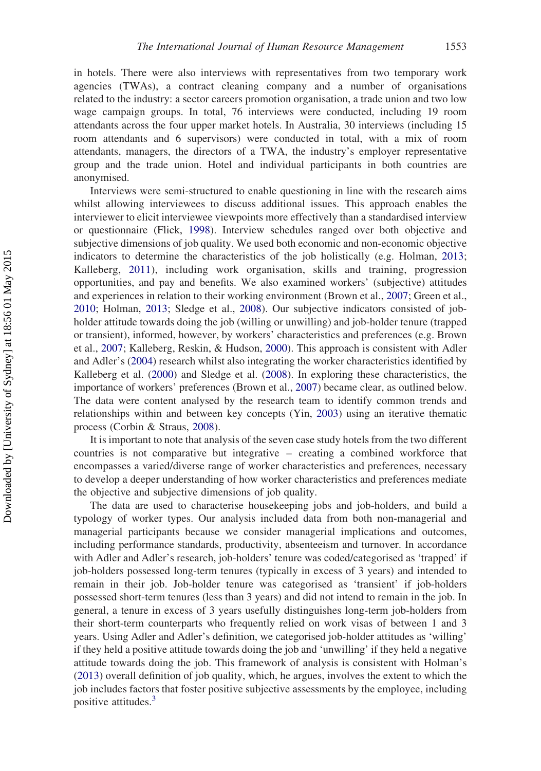in hotels. There were also interviews with representatives from two temporary work agencies (TWAs), a contract cleaning company and a number of organisations related to the industry: a sector careers promotion organisation, a trade union and two low wage campaign groups. In total, 76 interviews were conducted, including 19 room attendants across the four upper market hotels. In Australia, 30 interviews (including 15 room attendants and 6 supervisors) were conducted in total, with a mix of room attendants, managers, the directors of a TWA, the industry's employer representative group and the trade union. Hotel and individual participants in both countries are anonymised.

Interviews were semi-structured to enable questioning in line with the research aims whilst allowing interviewees to discuss additional issues. This approach enables the interviewer to elicit interviewee viewpoints more effectively than a standardised interview or questionnaire (Flick, 1998). Interview schedules ranged over both objective and subjective dimensions of job quality. We used both economic and non-economic objective indicators to determine the characteristics of the job holistically (e.g. Holman, 2013; Kalleberg, 2011), including work organisation, skills and training, progression opportunities, and pay and benefits. We also examined workers' (subjective) attitudes and experiences in relation to their working environment (Brown et al., 2007; Green et al., 2010; Holman, 2013; Sledge et al., 2008). Our subjective indicators consisted of job-holder attitude towards doing the job (willing or unwilling) and job-holder tenure (trapped or transient), informed, however, by workers' characteristics and preferences (e.g. Brown et al., 2007; Kalleberg, Reskin, & Hudson, 2000). This approach is consistent with Adler and Adler's (2004) research whilst also integrating the worker characteristics identified by Kalleberg et al. (2000) and Sledge et al. (2008). In exploring these characteristics, the importance of workers' preferences (Brown et al., 2007) became clear, as outlined below. The data were content analysed by the research team to identify common trends and relationships within and between key concepts (Yin, 2003) using an iterative thematic process (Corbin & Straus, 2008).

It is important to note that analysis of the seven case study hotels from the two different countries is not comparative but integrative – creating a combined workforce that encompasses a varied/diverse range of worker characteristics and preferences, necessary to develop a deeper understanding of how worker characteristics and preferences mediate the objective and subjective dimensions of job quality.

The data are used to characterise housekeeping jobs and job-holders, and build a typology of worker types. Our analysis included data from both non-managerial and managerial participants because we consider managerial implications and outcomes, including performance standards, productivity, absenteeism and turnover. In accordance with Adler and Adler's research, job-holders' tenure was coded/categorised as 'trapped' if job-holders possessed long-term tenures (typically in excess of 3 years) and intended to remain in their job. Job-holder tenure was categorised as 'transient' if job-holders possessed short-term tenures (less than 3 years) and did not intend to remain in the job. In general, a tenure in excess of 3 years usefully distinguishes long-term job-holders from their short-term counterparts who frequently relied on work visas of between 1 and 3 years. Using Adler and Adler's definition, we categorised job-holder attitudes as 'willing' if they held a positive attitude towards doing the job and 'unwilling' if they held a negative attitude towards doing the job. This framework of analysis is consistent with Holman's (2013) overall definition of job quality, which, he argues, involves the extent to which the job includes factors that foster positive subjective assessments by the employee, including positive attitudes.[3]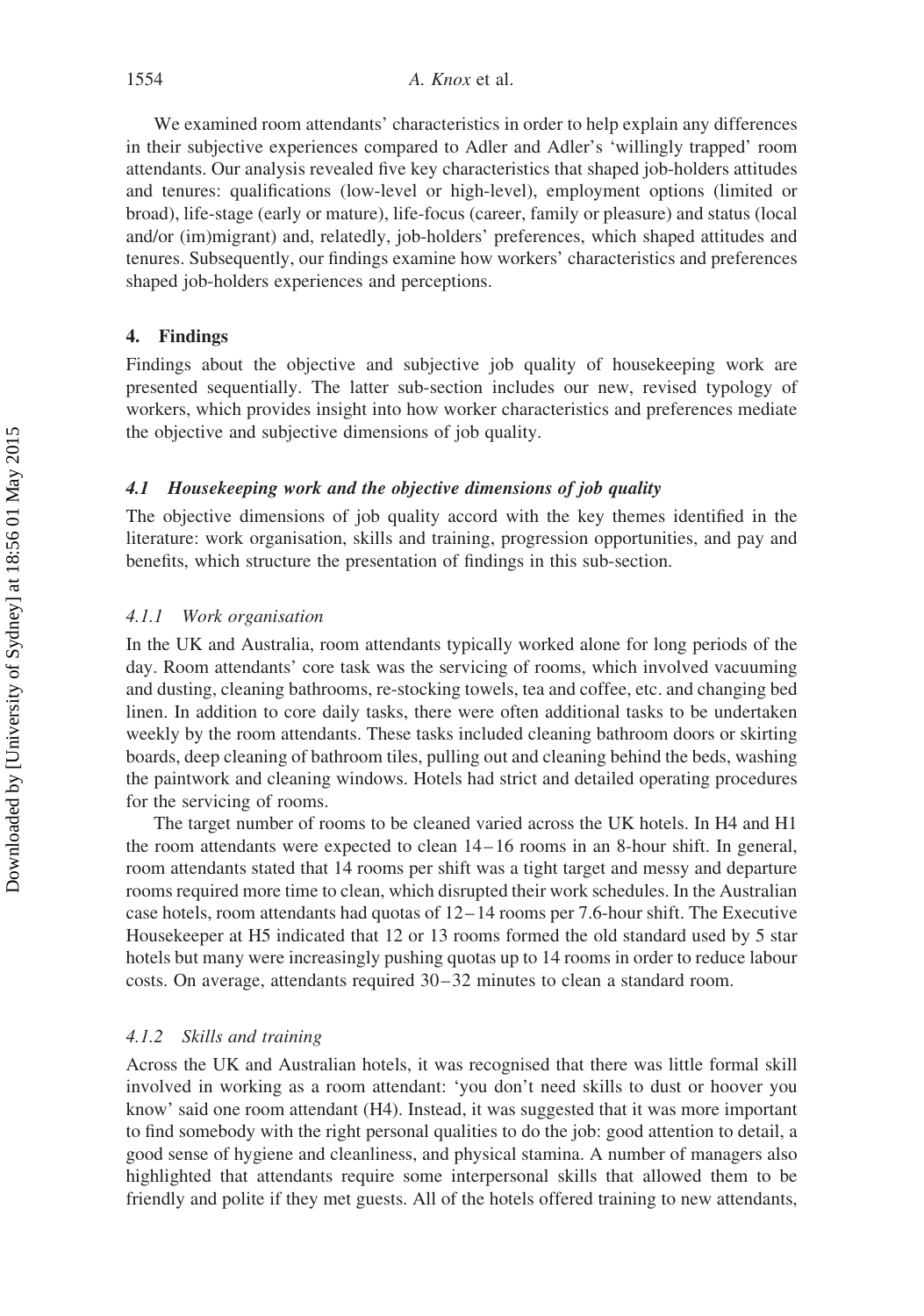We examined room attendants' characteristics in order to help explain any differences in their subjective experiences compared to Adler and Adler's 'willingly trapped' room attendants. Our analysis revealed five key characteristics that shaped job-holders attitudes and tenures: qualifications (low-level or high-level), employment options (limited or broad), life-stage (early or mature), life-focus (career, family or pleasure) and status (local and/or (im)migrant) and, relatedly, job-holders' preferences, which shaped attitudes and tenures. Subsequently, our findings examine how workers' characteristics and preferences shaped job-holders experiences and perceptions.

## 4. Findings

Findings about the objective and subjective job quality of housekeeping work are presented sequentially. The latter sub-section includes our new, revised typology of workers, which provides insight into how worker characteristics and preferences mediate the objective and subjective dimensions of job quality.

### *4.1 Housekeeping work and the objective dimensions of job quality*

The objective dimensions of job quality accord with the key themes identified in the literature: work organisation, skills and training, progression opportunities, and pay and benefits, which structure the presentation of findings in this sub-section.

#### *4.1.1 Work organisation*

In the UK and Australia, room attendants typically worked alone for long periods of the day. Room attendants' core task was the servicing of rooms, which involved vacuuming and dusting, cleaning bathrooms, re-stocking towels, tea and coffee, etc. and changing bed linen. In addition to core daily tasks, there were often additional tasks to be undertaken weekly by the room attendants. These tasks included cleaning bathroom doors or skirting boards, deep cleaning of bathroom tiles, pulling out and cleaning behind the beds, washing the paintwork and cleaning windows. Hotels had strict and detailed operating procedures for the servicing of rooms.

The target number of rooms to be cleaned varied across the UK hotels. In H4 and H1 the room attendants were expected to clean 14–16 rooms in an 8-hour shift. In general, room attendants stated that 14 rooms per shift was a tight target and messy and departure rooms required more time to clean, which disrupted their work schedules. In the Australian case hotels, room attendants had quotas of 12–14 rooms per 7.6-hour shift. The Executive Housekeeper at H5 indicated that 12 or 13 rooms formed the old standard used by 5 star hotels but many were increasingly pushing quotas up to 14 rooms in order to reduce labour costs. On average, attendants required 30–32 minutes to clean a standard room.

#### *4.1.2 Skills and training*

Across the UK and Australian hotels, it was recognised that there was little formal skill involved in working as a room attendant: 'you don't need skills to dust or hoover you know' said one room attendant (H4). Instead, it was suggested that it was more important to find somebody with the right personal qualities to do the job: good attention to detail, a good sense of hygiene and cleanliness, and physical stamina. A number of managers also highlighted that attendants require some interpersonal skills that allowed them to be friendly and polite if they met guests. All of the hotels offered training to new attendants,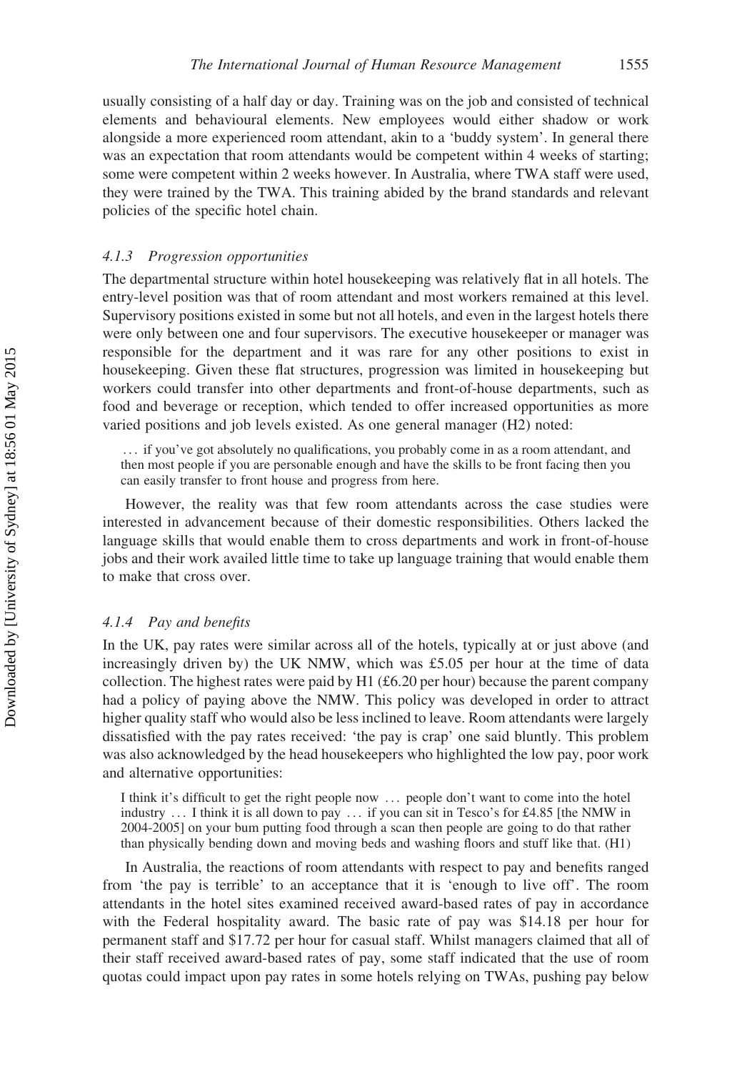usually consisting of a half day or day. Training was on the job and consisted of technical elements and behavioural elements. New employees would either shadow or work alongside a more experienced room attendant, akin to a 'buddy system'. In general there was an expectation that room attendants would be competent within 4 weeks of starting; some were competent within 2 weeks however. In Australia, where TWA staff were used, they were trained by the TWA. This training abided by the brand standards and relevant policies of the specific hotel chain.

#### *4.1.3 Progression opportunities*

The departmental structure within hotel housekeeping was relatively flat in all hotels. The entry-level position was that of room attendant and most workers remained at this level. Supervisory positions existed in some but not all hotels, and even in the largest hotels there were only between one and four supervisors. The executive housekeeper or manager was responsible for the department and it was rare for any other positions to exist in housekeeping. Given these flat structures, progression was limited in housekeeping but workers could transfer into other departments and front-of-house departments, such as food and beverage or reception, which tended to offer increased opportunities as more varied positions and job levels existed. As one general manager (H2) noted:

> … if you've got absolutely no qualifications, you probably come in as a room attendant, and then most people if you are personable enough and have the skills to be front facing then you can easily transfer to front house and progress from here.

However, the reality was that few room attendants across the case studies were interested in advancement because of their domestic responsibilities. Others lacked the language skills that would enable them to cross departments and work in front-of-house jobs and their work availed little time to take up language training that would enable them to make that cross over.

#### *4.1.4 Pay and benefits*

In the UK, pay rates were similar across all of the hotels, typically at or just above (and increasingly driven by) the UK NMW, which was £5.05 per hour at the time of data collection. The highest rates were paid by H1 (£6.20 per hour) because the parent company had a policy of paying above the NMW. This policy was developed in order to attract higher quality staff who would also be less inclined to leave. Room attendants were largely dissatisfied with the pay rates received: 'the pay is crap' one said bluntly. This problem was also acknowledged by the head housekeepers who highlighted the low pay, poor work and alternative opportunities:

> I think it's difficult to get the right people now … people don't want to come into the hotel industry … I think it is all down to pay … if you can sit in Tesco's for £4.85 [the NMW in 2004-2005] on your bum putting food through a scan then people are going to do that rather than physically bending down and moving beds and washing floors and stuff like that. (H1)

In Australia, the reactions of room attendants with respect to pay and benefits ranged from 'the pay is terrible' to an acceptance that it is 'enough to live off'. The room attendants in the hotel sites examined received award-based rates of pay in accordance with the Federal hospitality award. The basic rate of pay was $14.18 per hour for permanent staff and $17.72 per hour for casual staff. Whilst managers claimed that all of their staff received award-based rates of pay, some staff indicated that the use of room quotas could impact upon pay rates in some hotels relying on TWAs, pushing pay below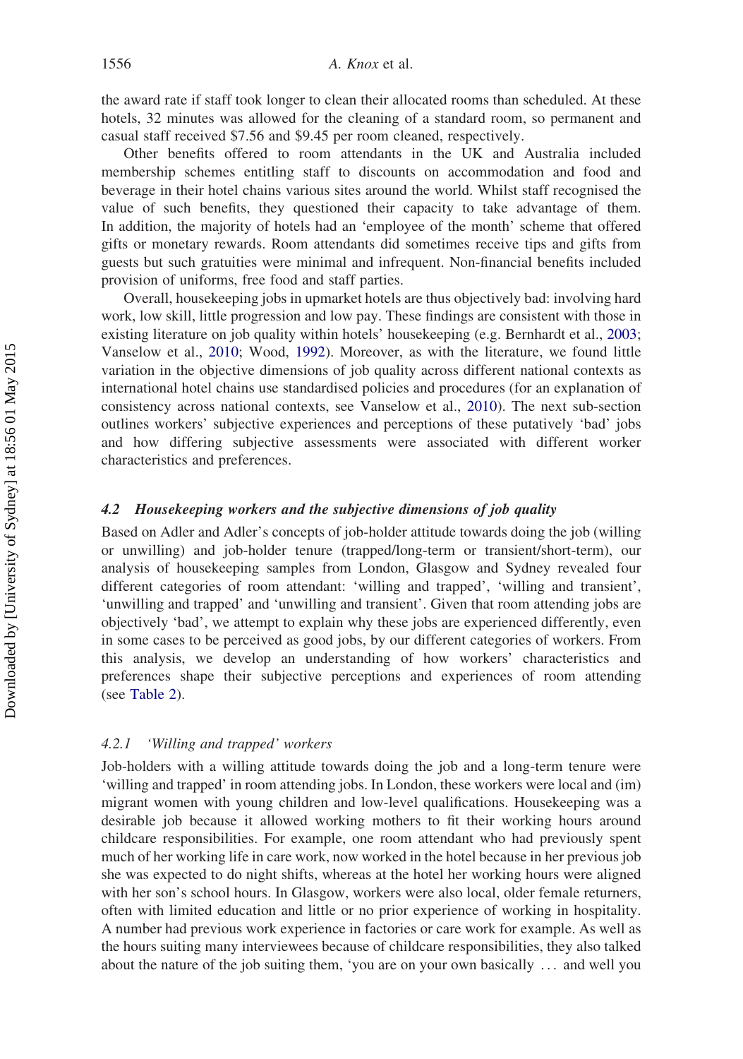the award rate if staff took longer to clean their allocated rooms than scheduled. At these hotels, 32 minutes was allowed for the cleaning of a standard room, so permanent and casual staff received $7.56 and $9.45 per room cleaned, respectively.

Other benefits offered to room attendants in the UK and Australia included membership schemes entitling staff to discounts on accommodation and food and beverage in their hotel chains various sites around the world. Whilst staff recognised the value of such benefits, they questioned their capacity to take advantage of them. In addition, the majority of hotels had an 'employee of the month' scheme that offered gifts or monetary rewards. Room attendants did sometimes receive tips and gifts from guests but such gratuities were minimal and infrequent. Non-financial benefits included provision of uniforms, free food and staff parties.

Overall, housekeeping jobs in upmarket hotels are thus objectively bad: involving hard work, low skill, little progression and low pay. These findings are consistent with those in existing literature on job quality within hotels' housekeeping (e.g. Bernhardt et al., 2003; Vanselow et al., 2010; Wood, 1992). Moreover, as with the literature, we found little variation in the objective dimensions of job quality across different national contexts as international hotel chains use standardised policies and procedures (for an explanation of consistency across national contexts, see Vanselow et al., 2010). The next sub-section outlines workers' subjective experiences and perceptions of these putatively 'bad' jobs and how differing subjective assessments were associated with different worker characteristics and preferences.

### *4.2 Housekeeping workers and the subjective dimensions of job quality*

Based on Adler and Adler's concepts of job-holder attitude towards doing the job (willing or unwilling) and job-holder tenure (trapped/long-term or transient/short-term), our analysis of housekeeping samples from London, Glasgow and Sydney revealed four different categories of room attendant: 'willing and trapped', 'willing and transient', 'unwilling and trapped' and 'unwilling and transient'. Given that room attending jobs are objectively 'bad', we attempt to explain why these jobs are experienced differently, even in some cases to be perceived as good jobs, by our different categories of workers. From this analysis, we develop an understanding of how workers' characteristics and preferences shape their subjective perceptions and experiences of room attending (see Table 2).

#### *4.2.1 'Willing and trapped' workers*

Job-holders with a willing attitude towards doing the job and a long-term tenure were 'willing and trapped' in room attending jobs. In London, these workers were local and (im) migrant women with young children and low-level qualifications. Housekeeping was a desirable job because it allowed working mothers to fit their working hours around childcare responsibilities. For example, one room attendant who had previously spent much of her working life in care work, now worked in the hotel because in her previous job she was expected to do night shifts, whereas at the hotel her working hours were aligned with her son's school hours. In Glasgow, workers were also local, older female returners, often with limited education and little or no prior experience of working in hospitality. A number had previous work experience in factories or care work for example. As well as the hours suiting many interviewees because of childcare responsibilities, they also talked about the nature of the job suiting them, 'you are on your own basically … and well you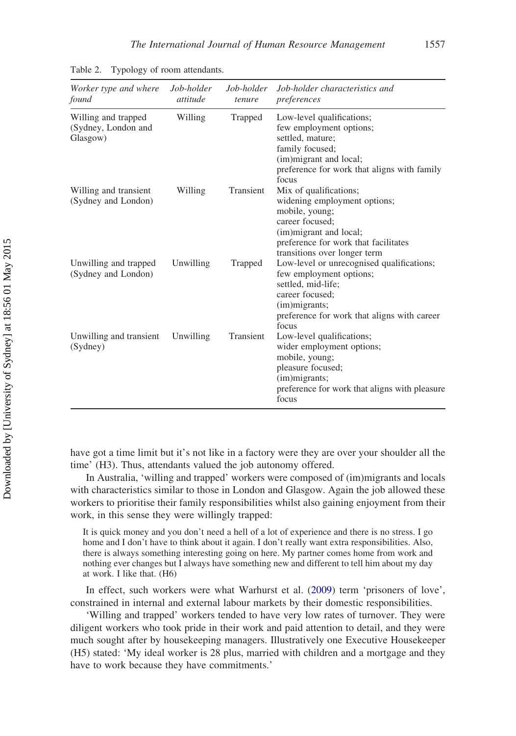Table 2. Typology of room attendants.

| *Worker type and where found* | *Job-holder attitude* | *Job-holder tenure* | *Job-holder characteristics and preferences* |
|---|---|---|---|
| Willing and trapped (Sydney, London and Glasgow) | Willing | Trapped | Low-level qualifications; few employment options; settled, mature; family focused; (im)migrant and local; preference for work that aligns with family focus |
| Willing and transient (Sydney and London) | Willing | Transient | Mix of qualifications; widening employment options; mobile, young; career focused; (im)migrant and local; preference for work that facilitates transitions over longer term |
| Unwilling and trapped (Sydney and London) | Unwilling | Trapped | Low-level or unrecognised qualifications; few employment options; settled, mid-life; career focused; (im)migrants; preference for work that aligns with career focus |
| Unwilling and transient (Sydney) | Unwilling | Transient | Low-level qualifications; wider employment options; mobile, young; pleasure focused; (im)migrants; preference for work that aligns with pleasure focus |

have got a time limit but it's not like in a factory were they are over your shoulder all the time' (H3). Thus, attendants valued the job autonomy offered.

In Australia, 'willing and trapped' workers were composed of (im)migrants and locals with characteristics similar to those in London and Glasgow. Again the job allowed these workers to prioritise their family responsibilities whilst also gaining enjoyment from their work, in this sense they were willingly trapped:

> It is quick money and you don't need a hell of a lot of experience and there is no stress. I go home and I don't have to think about it again. I don't really want extra responsibilities. Also, there is always something interesting going on here. My partner comes home from work and nothing ever changes but I always have something new and different to tell him about my day at work. I like that. (H6)

In effect, such workers were what Warhurst et al. (2009) term 'prisoners of love', constrained in internal and external labour markets by their domestic responsibilities.

'Willing and trapped' workers tended to have very low rates of turnover. They were diligent workers who took pride in their work and paid attention to detail, and they were much sought after by housekeeping managers. Illustratively one Executive Housekeeper (H5) stated: 'My ideal worker is 28 plus, married with children and a mortgage and they have to work because they have commitments.'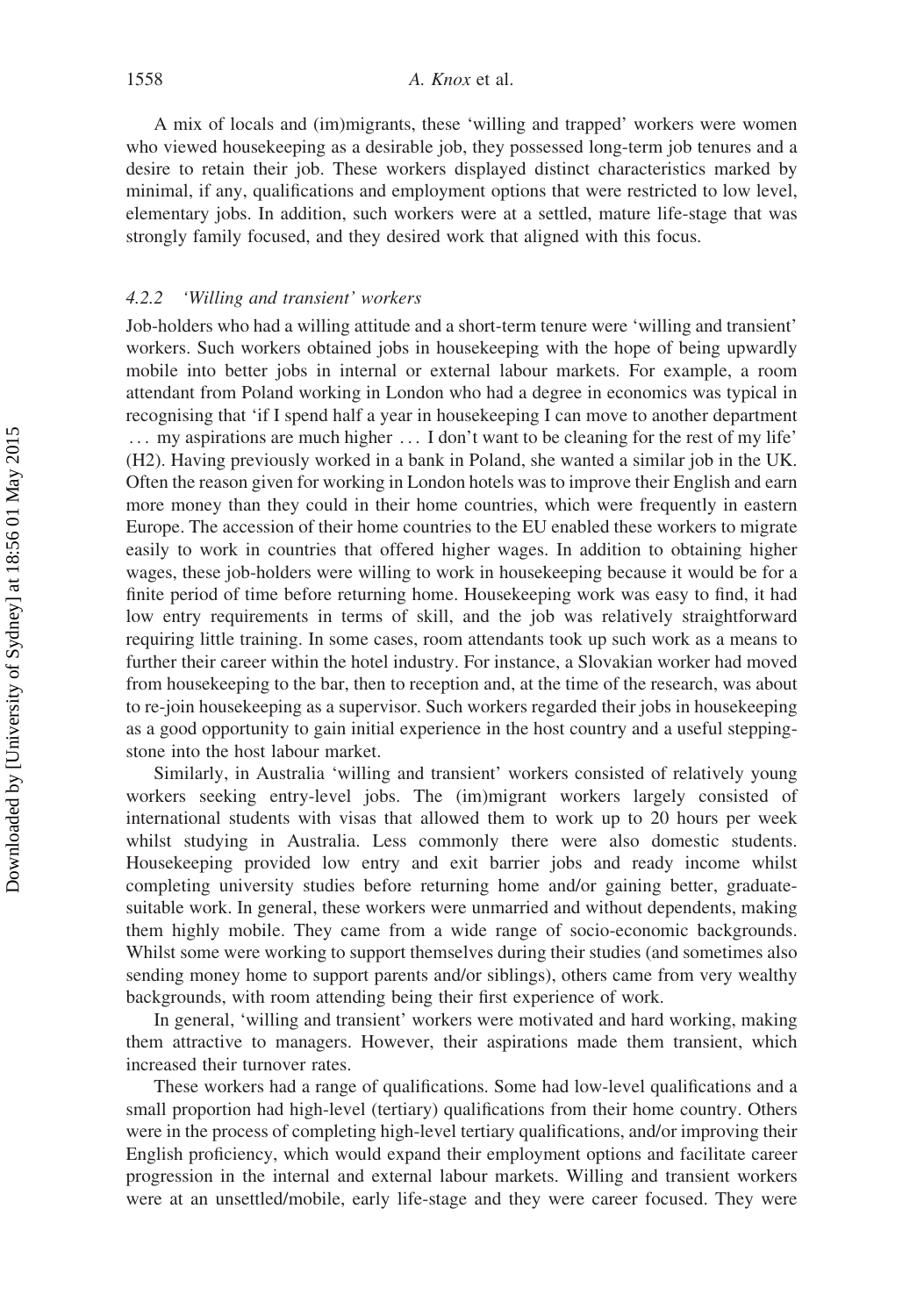A mix of locals and (im)migrants, these 'willing and trapped' workers were women who viewed housekeeping as a desirable job, they possessed long-term job tenures and a desire to retain their job. These workers displayed distinct characteristics marked by minimal, if any, qualifications and employment options that were restricted to low level, elementary jobs. In addition, such workers were at a settled, mature life-stage that was strongly family focused, and they desired work that aligned with this focus.

#### *4.2.2 'Willing and transient' workers*

Job-holders who had a willing attitude and a short-term tenure were 'willing and transient' workers. Such workers obtained jobs in housekeeping with the hope of being upwardly mobile into better jobs in internal or external labour markets. For example, a room attendant from Poland working in London who had a degree in economics was typical in recognising that 'if I spend half a year in housekeeping I can move to another department ... my aspirations are much higher ... I don't want to be cleaning for the rest of my life' (H2). Having previously worked in a bank in Poland, she wanted a similar job in the UK. Often the reason given for working in London hotels was to improve their English and earn more money than they could in their home countries, which were frequently in eastern Europe. The accession of their home countries to the EU enabled these workers to migrate easily to work in countries that offered higher wages. In addition to obtaining higher wages, these job-holders were willing to work in housekeeping because it would be for a finite period of time before returning home. Housekeeping work was easy to find, it had low entry requirements in terms of skill, and the job was relatively straightforward requiring little training. In some cases, room attendants took up such work as a means to further their career within the hotel industry. For instance, a Slovakian worker had moved from housekeeping to the bar, then to reception and, at the time of the research, was about to re-join housekeeping as a supervisor. Such workers regarded their jobs in housekeeping as a good opportunity to gain initial experience in the host country and a useful stepping-stone into the host labour market.

Similarly, in Australia 'willing and transient' workers consisted of relatively young workers seeking entry-level jobs. The (im)migrant workers largely consisted of international students with visas that allowed them to work up to 20 hours per week whilst studying in Australia. Less commonly there were also domestic students. Housekeeping provided low entry and exit barrier jobs and ready income whilst completing university studies before returning home and/or gaining better, graduate-suitable work. In general, these workers were unmarried and without dependents, making them highly mobile. They came from a wide range of socio-economic backgrounds. Whilst some were working to support themselves during their studies (and sometimes also sending money home to support parents and/or siblings), others came from very wealthy backgrounds, with room attending being their first experience of work.

In general, 'willing and transient' workers were motivated and hard working, making them attractive to managers. However, their aspirations made them transient, which increased their turnover rates.

These workers had a range of qualifications. Some had low-level qualifications and a small proportion had high-level (tertiary) qualifications from their home country. Others were in the process of completing high-level tertiary qualifications, and/or improving their English proficiency, which would expand their employment options and facilitate career progression in the internal and external labour markets. Willing and transient workers were at an unsettled/mobile, early life-stage and they were career focused. They were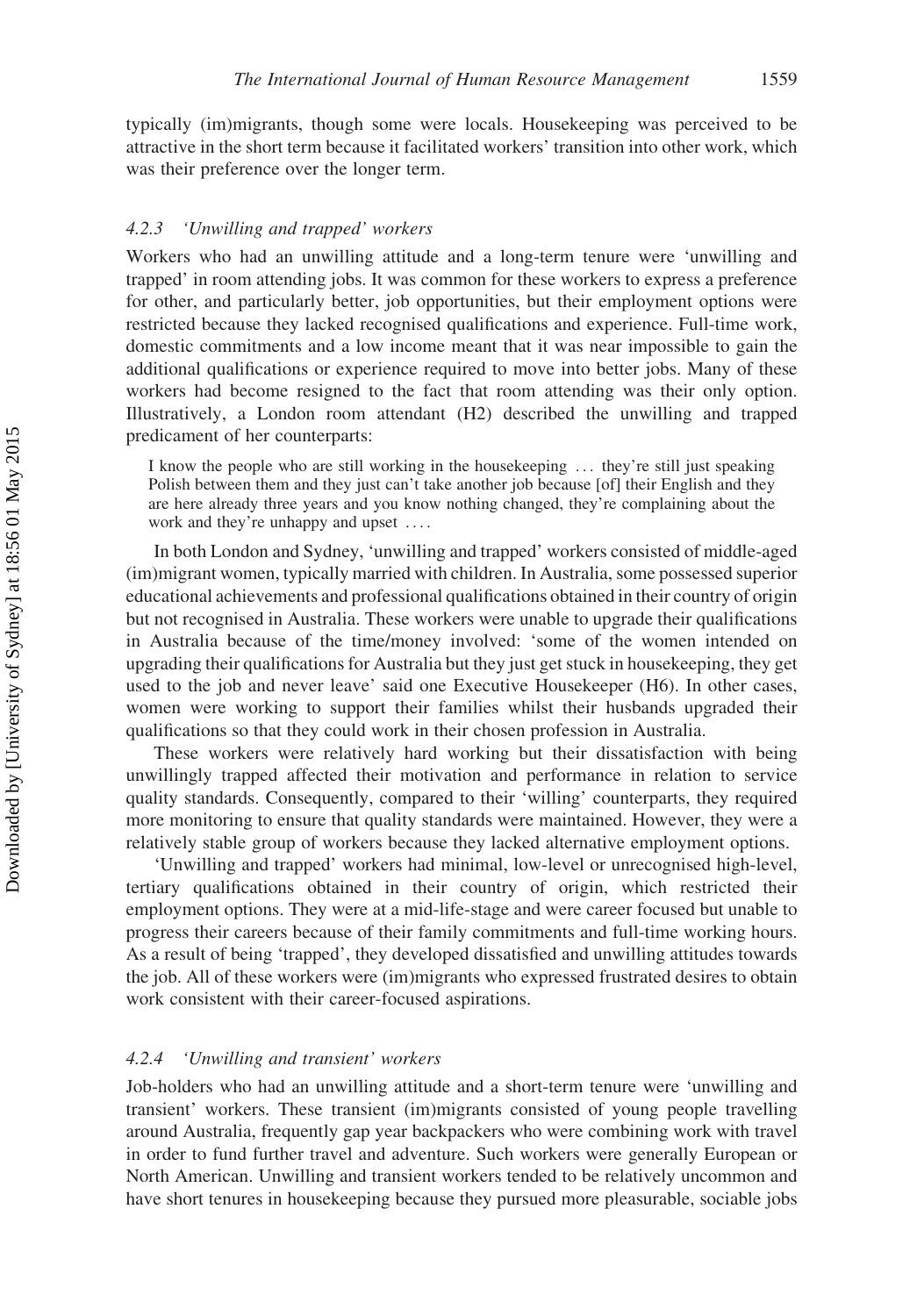typically (im)migrants, though some were locals. Housekeeping was perceived to be attractive in the short term because it facilitated workers' transition into other work, which was their preference over the longer term.

#### 4.2.3 'Unwilling and trapped' workers

Workers who had an unwilling attitude and a long-term tenure were 'unwilling and trapped' in room attending jobs. It was common for these workers to express a preference for other, and particularly better, job opportunities, but their employment options were restricted because they lacked recognised qualifications and experience. Full-time work, domestic commitments and a low income meant that it was near impossible to gain the additional qualifications or experience required to move into better jobs. Many of these workers had become resigned to the fact that room attending was their only option. Illustratively, a London room attendant (H2) described the unwilling and trapped predicament of her counterparts:

> I know the people who are still working in the housekeeping ... they're still just speaking Polish between them and they just can't take another job because [of] their English and they are here already three years and you know nothing changed, they're complaining about the work and they're unhappy and upset ....

In both London and Sydney, 'unwilling and trapped' workers consisted of middle-aged (im)migrant women, typically married with children. In Australia, some possessed superior educational achievements and professional qualifications obtained in their country of origin but not recognised in Australia. These workers were unable to upgrade their qualifications in Australia because of the time/money involved: 'some of the women intended on upgrading their qualifications for Australia but they just get stuck in housekeeping, they get used to the job and never leave' said one Executive Housekeeper (H6). In other cases, women were working to support their families whilst their husbands upgraded their qualifications so that they could work in their chosen profession in Australia.

These workers were relatively hard working but their dissatisfaction with being unwillingly trapped affected their motivation and performance in relation to service quality standards. Consequently, compared to their 'willing' counterparts, they required more monitoring to ensure that quality standards were maintained. However, they were a relatively stable group of workers because they lacked alternative employment options.

'Unwilling and trapped' workers had minimal, low-level or unrecognised high-level, tertiary qualifications obtained in their country of origin, which restricted their employment options. They were at a mid-life-stage and were career focused but unable to progress their careers because of their family commitments and full-time working hours. As a result of being 'trapped', they developed dissatisfied and unwilling attitudes towards the job. All of these workers were (im)migrants who expressed frustrated desires to obtain work consistent with their career-focused aspirations.

#### 4.2.4 'Unwilling and transient' workers

Job-holders who had an unwilling attitude and a short-term tenure were 'unwilling and transient' workers. These transient (im)migrants consisted of young people travelling around Australia, frequently gap year backpackers who were combining work with travel in order to fund further travel and adventure. Such workers were generally European or North American. Unwilling and transient workers tended to be relatively uncommon and have short tenures in housekeeping because they pursued more pleasurable, sociable jobs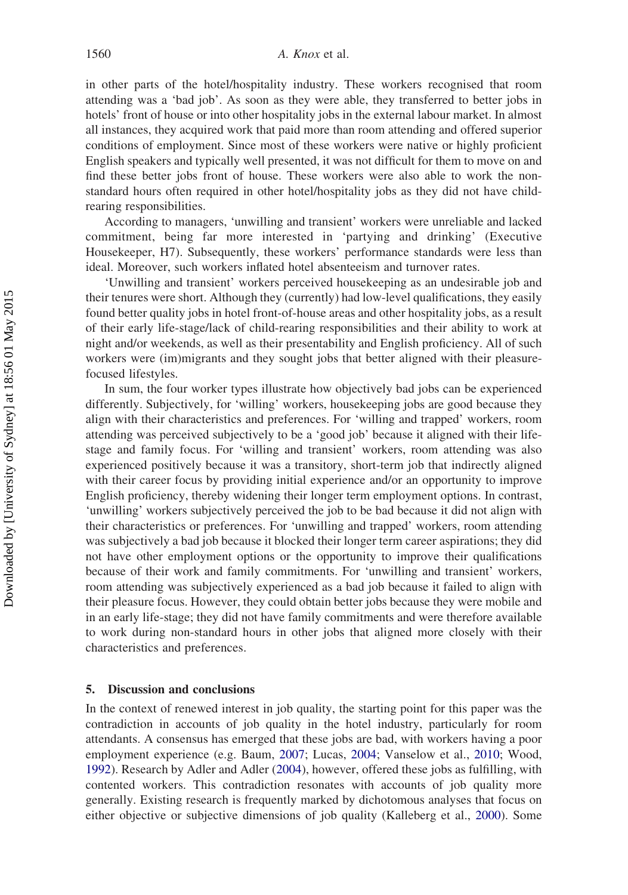in other parts of the hotel/hospitality industry. These workers recognised that room attending was a 'bad job'. As soon as they were able, they transferred to better jobs in hotels' front of house or into other hospitality jobs in the external labour market. In almost all instances, they acquired work that paid more than room attending and offered superior conditions of employment. Since most of these workers were native or highly proficient English speakers and typically well presented, it was not difficult for them to move on and find these better jobs front of house. These workers were also able to work the non-standard hours often required in other hotel/hospitality jobs as they did not have child-rearing responsibilities.

According to managers, 'unwilling and transient' workers were unreliable and lacked commitment, being far more interested in 'partying and drinking' (Executive Housekeeper, H7). Subsequently, these workers' performance standards were less than ideal. Moreover, such workers inflated hotel absenteeism and turnover rates.

'Unwilling and transient' workers perceived housekeeping as an undesirable job and their tenures were short. Although they (currently) had low-level qualifications, they easily found better quality jobs in hotel front-of-house areas and other hospitality jobs, as a result of their early life-stage/lack of child-rearing responsibilities and their ability to work at night and/or weekends, as well as their presentability and English proficiency. All of such workers were (im)migrants and they sought jobs that better aligned with their pleasure-focused lifestyles.

In sum, the four worker types illustrate how objectively bad jobs can be experienced differently. Subjectively, for 'willing' workers, housekeeping jobs are good because they align with their characteristics and preferences. For 'willing and trapped' workers, room attending was perceived subjectively to be a 'good job' because it aligned with their life-stage and family focus. For 'willing and transient' workers, room attending was also experienced positively because it was a transitory, short-term job that indirectly aligned with their career focus by providing initial experience and/or an opportunity to improve English proficiency, thereby widening their longer term employment options. In contrast, 'unwilling' workers subjectively perceived the job to be bad because it did not align with their characteristics or preferences. For 'unwilling and trapped' workers, room attending was subjectively a bad job because it blocked their longer term career aspirations; they did not have other employment options or the opportunity to improve their qualifications because of their work and family commitments. For 'unwilling and transient' workers, room attending was subjectively experienced as a bad job because it failed to align with their pleasure focus. However, they could obtain better jobs because they were mobile and in an early life-stage; they did not have family commitments and were therefore available to work during non-standard hours in other jobs that aligned more closely with their characteristics and preferences.

## 5. Discussion and conclusions

In the context of renewed interest in job quality, the starting point for this paper was the contradiction in accounts of job quality in the hotel industry, particularly for room attendants. A consensus has emerged that these jobs are bad, with workers having a poor employment experience (e.g. Baum, 2007; Lucas, 2004; Vanselow et al., 2010; Wood, 1992). Research by Adler and Adler (2004), however, offered these jobs as fulfilling, with contented workers. This contradiction resonates with accounts of job quality more generally. Existing research is frequently marked by dichotomous analyses that focus on either objective or subjective dimensions of job quality (Kalleberg et al., 2000). Some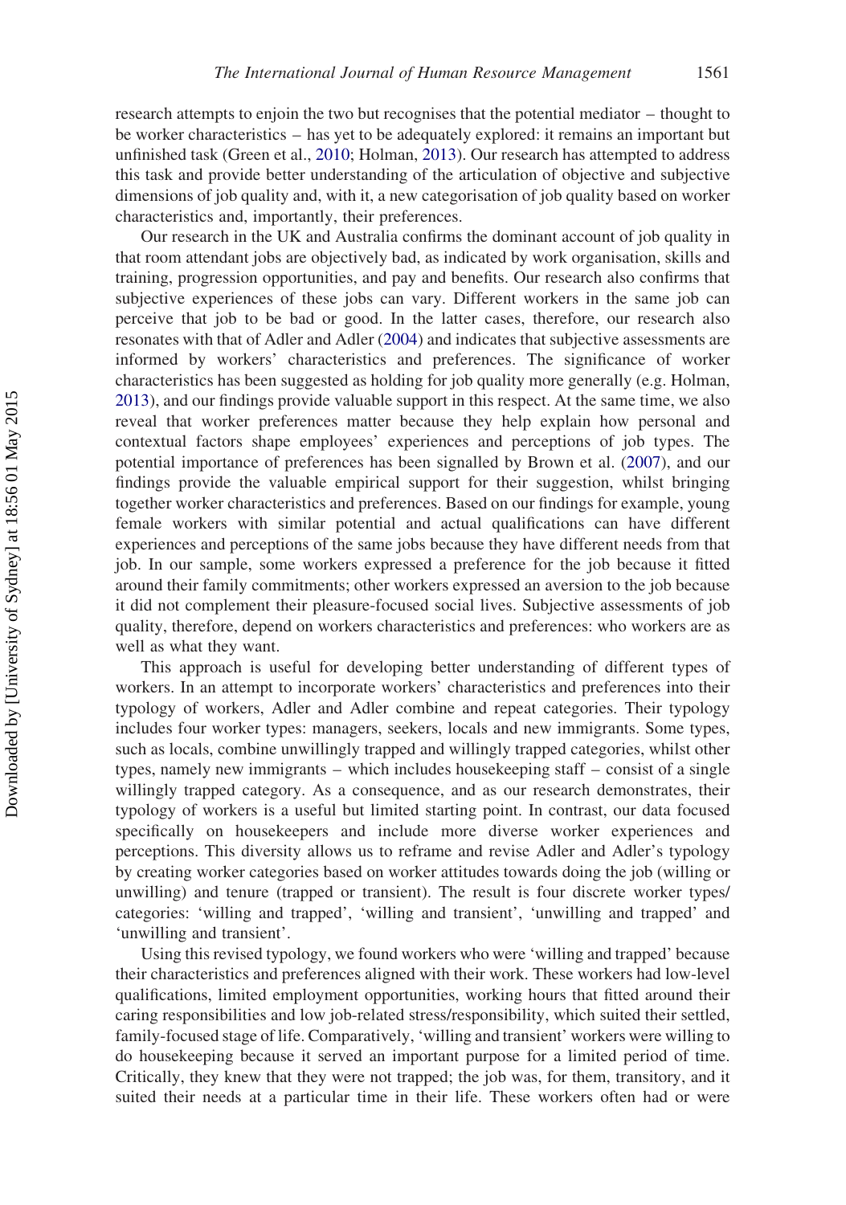research attempts to enjoin the two but recognises that the potential mediator – thought to be worker characteristics – has yet to be adequately explored: it remains an important but unfinished task (Green et al., 2010; Holman, 2013). Our research has attempted to address this task and provide better understanding of the articulation of objective and subjective dimensions of job quality and, with it, a new categorisation of job quality based on worker characteristics and, importantly, their preferences.

Our research in the UK and Australia confirms the dominant account of job quality in that room attendant jobs are objectively bad, as indicated by work organisation, skills and training, progression opportunities, and pay and benefits. Our research also confirms that subjective experiences of these jobs can vary. Different workers in the same job can perceive that job to be bad or good. In the latter cases, therefore, our research also resonates with that of Adler and Adler (2004) and indicates that subjective assessments are informed by workers' characteristics and preferences. The significance of worker characteristics has been suggested as holding for job quality more generally (e.g. Holman, 2013), and our findings provide valuable support in this respect. At the same time, we also reveal that worker preferences matter because they help explain how personal and contextual factors shape employees' experiences and perceptions of job types. The potential importance of preferences has been signalled by Brown et al. (2007), and our findings provide the valuable empirical support for their suggestion, whilst bringing together worker characteristics and preferences. Based on our findings for example, young female workers with similar potential and actual qualifications can have different experiences and perceptions of the same jobs because they have different needs from that job. In our sample, some workers expressed a preference for the job because it fitted around their family commitments; other workers expressed an aversion to the job because it did not complement their pleasure-focused social lives. Subjective assessments of job quality, therefore, depend on workers characteristics and preferences: who workers are as well as what they want.

This approach is useful for developing better understanding of different types of workers. In an attempt to incorporate workers' characteristics and preferences into their typology of workers, Adler and Adler combine and repeat categories. Their typology includes four worker types: managers, seekers, locals and new immigrants. Some types, such as locals, combine unwillingly trapped and willingly trapped categories, whilst other types, namely new immigrants – which includes housekeeping staff – consist of a single willingly trapped category. As a consequence, and as our research demonstrates, their typology of workers is a useful but limited starting point. In contrast, our data focused specifically on housekeepers and include more diverse worker experiences and perceptions. This diversity allows us to reframe and revise Adler and Adler's typology by creating worker categories based on worker attitudes towards doing the job (willing or unwilling) and tenure (trapped or transient). The result is four discrete worker types/categories: 'willing and trapped', 'willing and transient', 'unwilling and trapped' and 'unwilling and transient'.

Using this revised typology, we found workers who were 'willing and trapped' because their characteristics and preferences aligned with their work. These workers had low-level qualifications, limited employment opportunities, working hours that fitted around their caring responsibilities and low job-related stress/responsibility, which suited their settled, family-focused stage of life. Comparatively, 'willing and transient' workers were willing to do housekeeping because it served an important purpose for a limited period of time. Critically, they knew that they were not trapped; the job was, for them, transitory, and it suited their needs at a particular time in their life. These workers often had or were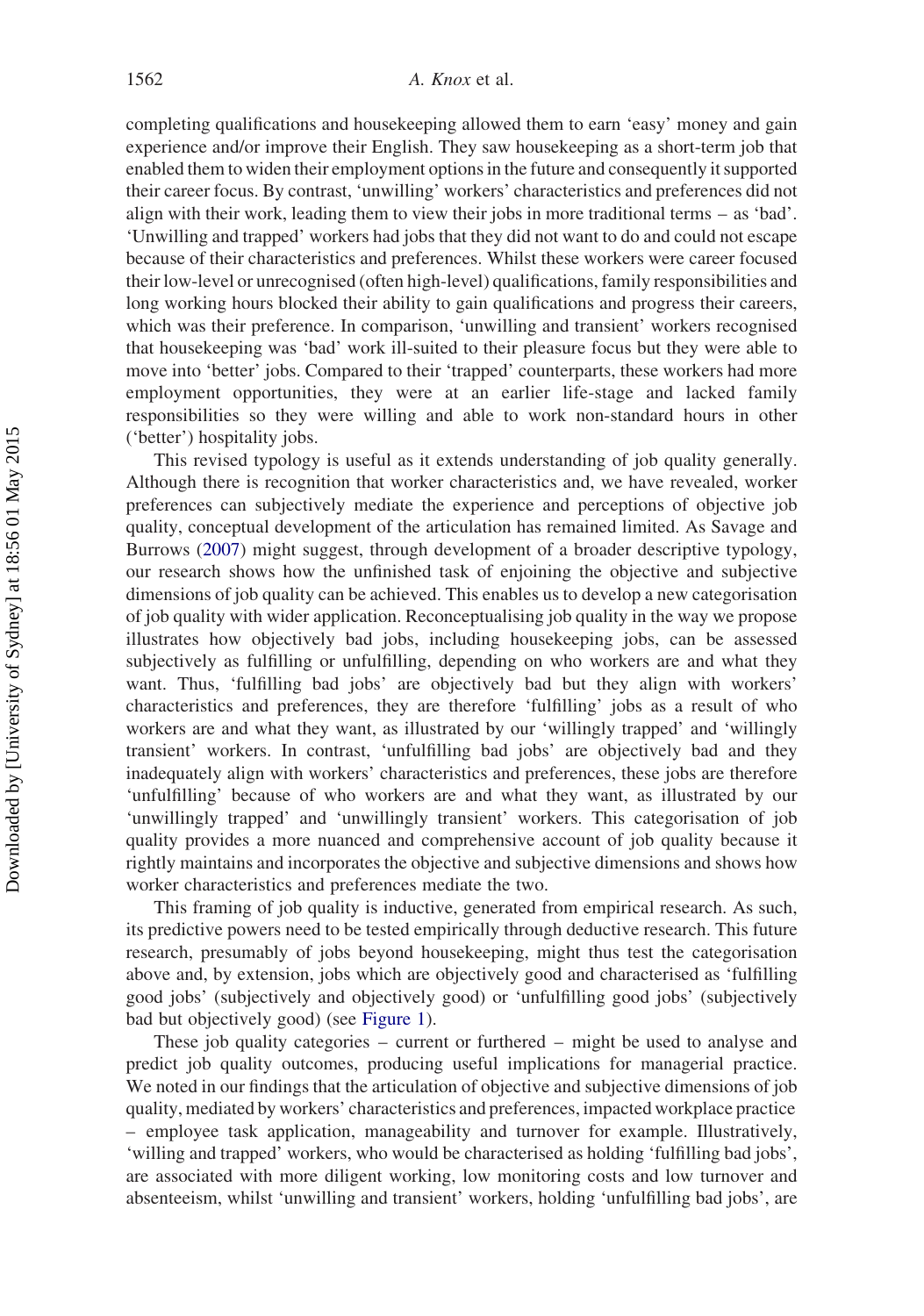completing qualifications and housekeeping allowed them to earn 'easy' money and gain experience and/or improve their English. They saw housekeeping as a short-term job that enabled them to widen their employment options in the future and consequently it supported their career focus. By contrast, 'unwilling' workers' characteristics and preferences did not align with their work, leading them to view their jobs in more traditional terms – as 'bad'. 'Unwilling and trapped' workers had jobs that they did not want to do and could not escape because of their characteristics and preferences. Whilst these workers were career focused their low-level or unrecognised (often high-level) qualifications, family responsibilities and long working hours blocked their ability to gain qualifications and progress their careers, which was their preference. In comparison, 'unwilling and transient' workers recognised that housekeeping was 'bad' work ill-suited to their pleasure focus but they were able to move into 'better' jobs. Compared to their 'trapped' counterparts, these workers had more employment opportunities, they were at an earlier life-stage and lacked family responsibilities so they were willing and able to work non-standard hours in other ('better') hospitality jobs.

This revised typology is useful as it extends understanding of job quality generally. Although there is recognition that worker characteristics and, we have revealed, worker preferences can subjectively mediate the experience and perceptions of objective job quality, conceptual development of the articulation has remained limited. As Savage and Burrows (2007) might suggest, through development of a broader descriptive typology, our research shows how the unfinished task of enjoining the objective and subjective dimensions of job quality can be achieved. This enables us to develop a new categorisation of job quality with wider application. Reconceptualising job quality in the way we propose illustrates how objectively bad jobs, including housekeeping jobs, can be assessed subjectively as fulfilling or unfulfilling, depending on who workers are and what they want. Thus, 'fulfilling bad jobs' are objectively bad but they align with workers' characteristics and preferences, they are therefore 'fulfilling' jobs as a result of who workers are and what they want, as illustrated by our 'willingly trapped' and 'willingly transient' workers. In contrast, 'unfulfilling bad jobs' are objectively bad and they inadequately align with workers' characteristics and preferences, these jobs are therefore 'unfulfilling' because of who workers are and what they want, as illustrated by our 'unwillingly trapped' and 'unwillingly transient' workers. This categorisation of job quality provides a more nuanced and comprehensive account of job quality because it rightly maintains and incorporates the objective and subjective dimensions and shows how worker characteristics and preferences mediate the two.

This framing of job quality is inductive, generated from empirical research. As such, its predictive powers need to be tested empirically through deductive research. This future research, presumably of jobs beyond housekeeping, might thus test the categorisation above and, by extension, jobs which are objectively good and characterised as 'fulfilling good jobs' (subjectively and objectively good) or 'unfulfilling good jobs' (subjectively bad but objectively good) (see Figure 1).

These job quality categories – current or furthered – might be used to analyse and predict job quality outcomes, producing useful implications for managerial practice. We noted in our findings that the articulation of objective and subjective dimensions of job quality, mediated by workers' characteristics and preferences, impacted workplace practice – employee task application, manageability and turnover for example. Illustratively, 'willing and trapped' workers, who would be characterised as holding 'fulfilling bad jobs', are associated with more diligent working, low monitoring costs and low turnover and absenteeism, whilst 'unwilling and transient' workers, holding 'unfulfilling bad jobs', are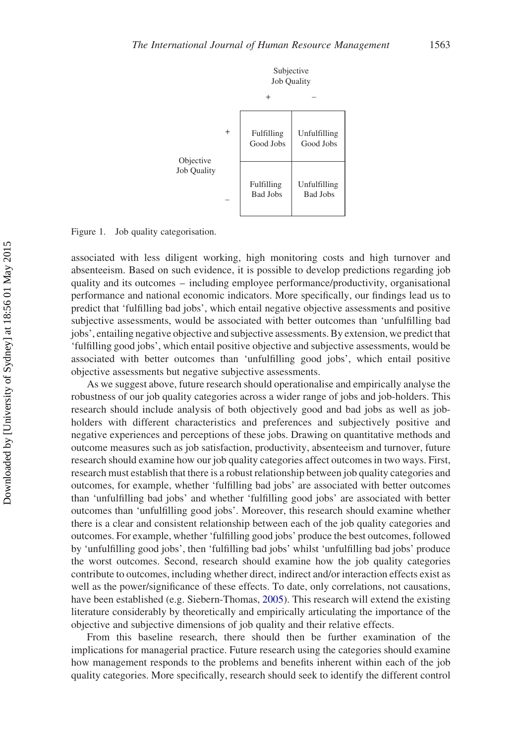Subjective
Job Quality

+ –

+

Fulfilling Good Jobs

Unfulfilling Good Jobs

Objective
Job Quality

Fulfilling Bad Jobs

Unfulfilling Bad Jobs

–

Figure 1. Job quality categorisation.

associated with less diligent working, high monitoring costs and high turnover and absenteeism. Based on such evidence, it is possible to develop predictions regarding job quality and its outcomes – including employee performance/productivity, organisational performance and national economic indicators. More specifically, our findings lead us to predict that 'fulfilling bad jobs', which entail negative objective assessments and positive subjective assessments, would be associated with better outcomes than 'unfulfilling bad jobs', entailing negative objective and subjective assessments. By extension, we predict that 'fulfilling good jobs', which entail positive objective and subjective assessments, would be associated with better outcomes than 'unfulfilling good jobs', which entail positive objective assessments but negative subjective assessments.

As we suggest above, future research should operationalise and empirically analyse the robustness of our job quality categories across a wider range of jobs and job-holders. This research should include analysis of both objectively good and bad jobs as well as job-holders with different characteristics and preferences and subjectively positive and negative experiences and perceptions of these jobs. Drawing on quantitative methods and outcome measures such as job satisfaction, productivity, absenteeism and turnover, future research should examine how our job quality categories affect outcomes in two ways. First, research must establish that there is a robust relationship between job quality categories and outcomes, for example, whether 'fulfilling bad jobs' are associated with better outcomes than 'unfulfilling bad jobs' and whether 'fulfilling good jobs' are associated with better outcomes than 'unfulfilling good jobs'. Moreover, this research should examine whether there is a clear and consistent relationship between each of the job quality categories and outcomes. For example, whether 'fulfilling good jobs' produce the best outcomes, followed by 'unfulfilling good jobs', then 'fulfilling bad jobs' whilst 'unfulfilling bad jobs' produce the worst outcomes. Second, research should examine how the job quality categories contribute to outcomes, including whether direct, indirect and/or interaction effects exist as well as the power/significance of these effects. To date, only correlations, not causations, have been established (e.g. Siebern-Thomas, 2005). This research will extend the existing literature considerably by theoretically and empirically articulating the importance of the objective and subjective dimensions of job quality and their relative effects.

From this baseline research, there should then be further examination of the implications for managerial practice. Future research using the categories should examine how management responds to the problems and benefits inherent within each of the job quality categories. More specifically, research should seek to identify the different control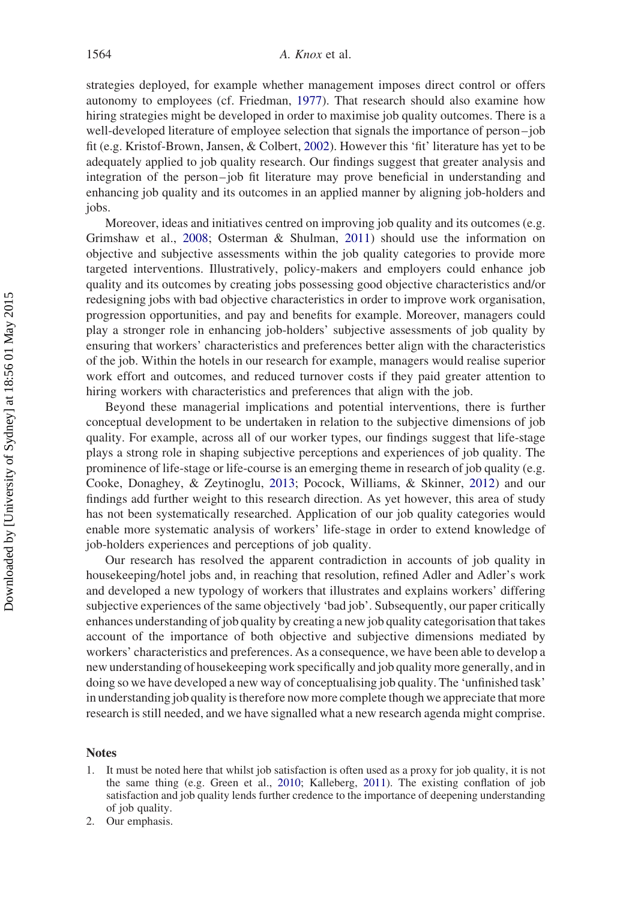strategies deployed, for example whether management imposes direct control or offers autonomy to employees (cf. Friedman, 1977). That research should also examine how hiring strategies might be developed in order to maximise job quality outcomes. There is a well-developed literature of employee selection that signals the importance of person–job fit (e.g. Kristof-Brown, Jansen, & Colbert, 2002). However this 'fit' literature has yet to be adequately applied to job quality research. Our findings suggest that greater analysis and integration of the person–job fit literature may prove beneficial in understanding and enhancing job quality and its outcomes in an applied manner by aligning job-holders and jobs.

Moreover, ideas and initiatives centred on improving job quality and its outcomes (e.g. Grimshaw et al., 2008; Osterman & Shulman, 2011) should use the information on objective and subjective assessments within the job quality categories to provide more targeted interventions. Illustratively, policy-makers and employers could enhance job quality and its outcomes by creating jobs possessing good objective characteristics and/or redesigning jobs with bad objective characteristics in order to improve work organisation, progression opportunities, and pay and benefits for example. Moreover, managers could play a stronger role in enhancing job-holders' subjective assessments of job quality by ensuring that workers' characteristics and preferences better align with the characteristics of the job. Within the hotels in our research for example, managers would realise superior work effort and outcomes, and reduced turnover costs if they paid greater attention to hiring workers with characteristics and preferences that align with the job.

Beyond these managerial implications and potential interventions, there is further conceptual development to be undertaken in relation to the subjective dimensions of job quality. For example, across all of our worker types, our findings suggest that life-stage plays a strong role in shaping subjective perceptions and experiences of job quality. The prominence of life-stage or life-course is an emerging theme in research of job quality (e.g. Cooke, Donaghey, & Zeytinoglu, 2013; Pocock, Williams, & Skinner, 2012) and our findings add further weight to this research direction. As yet however, this area of study has not been systematically researched. Application of our job quality categories would enable more systematic analysis of workers' life-stage in order to extend knowledge of job-holders experiences and perceptions of job quality.

Our research has resolved the apparent contradiction in accounts of job quality in housekeeping/hotel jobs and, in reaching that resolution, refined Adler and Adler's work and developed a new typology of workers that illustrates and explains workers' differing subjective experiences of the same objectively 'bad job'. Subsequently, our paper critically enhances understanding of job quality by creating a new job quality categorisation that takes account of the importance of both objective and subjective dimensions mediated by workers' characteristics and preferences. As a consequence, we have been able to develop a new understanding of housekeeping work specifically and job quality more generally, and in doing so we have developed a new way of conceptualising job quality. The 'unfinished task' in understanding job quality is therefore now more complete though we appreciate that more research is still needed, and we have signalled what a new research agenda might comprise.

## Notes

1. It must be noted here that whilst job satisfaction is often used as a proxy for job quality, it is not the same thing (e.g. Green et al., 2010; Kalleberg, 2011). The existing conflation of job satisfaction and job quality lends further credence to the importance of deepening understanding of job quality.
2. Our emphasis.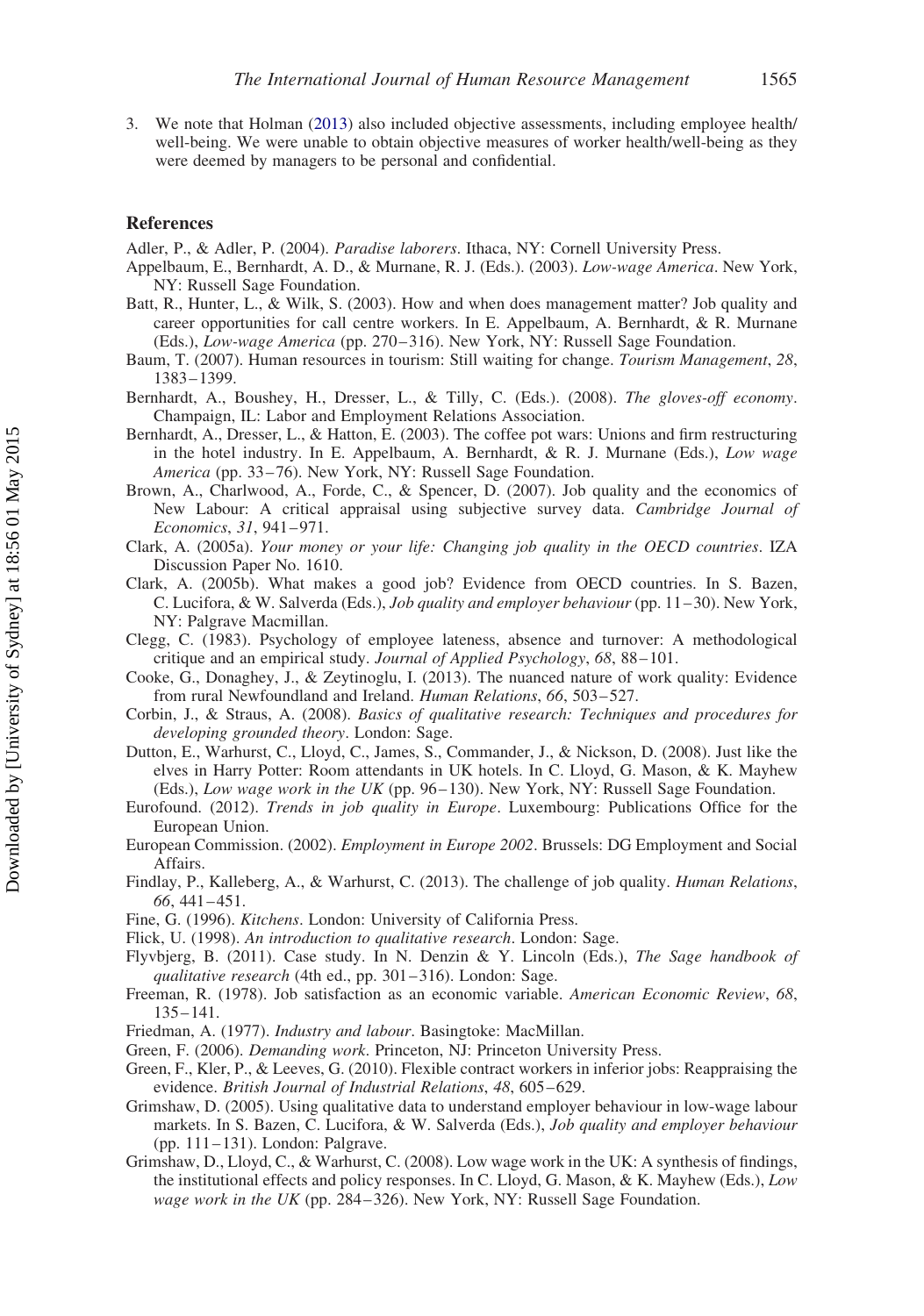3. We note that Holman (2013) also included objective assessments, including employee health/well-being. We were unable to obtain objective measures of worker health/well-being as they were deemed by managers to be personal and confidential.

## References

Adler, P., & Adler, P. (2004). *Paradise laborers*. Ithaca, NY: Cornell University Press.

Appelbaum, E., Bernhardt, A. D., & Murnane, R. J. (Eds.). (2003). *Low-wage America*. New York, NY: Russell Sage Foundation.

Batt, R., Hunter, L., & Wilk, S. (2003). How and when does management matter? Job quality and career opportunities for call centre workers. In E. Appelbaum, A. Bernhardt, & R. Murnane (Eds.), *Low-wage America* (pp. 270–316). New York, NY: Russell Sage Foundation.

Baum, T. (2007). Human resources in tourism: Still waiting for change. *Tourism Management*, *28*, 1383–1399.

Bernhardt, A., Boushey, H., Dresser, L., & Tilly, C. (Eds.). (2008). *The gloves-off economy*. Champaign, IL: Labor and Employment Relations Association.

Bernhardt, A., Dresser, L., & Hatton, E. (2003). The coffee pot wars: Unions and firm restructuring in the hotel industry. In E. Appelbaum, A. Bernhardt, & R. J. Murnane (Eds.), *Low wage America* (pp. 33–76). New York, NY: Russell Sage Foundation.

Brown, A., Charlwood, A., Forde, C., & Spencer, D. (2007). Job quality and the economics of New Labour: A critical appraisal using subjective survey data. *Cambridge Journal of Economics*, *31*, 941–971.

Clark, A. (2005a). *Your money or your life: Changing job quality in the OECD countries*. IZA Discussion Paper No. 1610.

Clark, A. (2005b). What makes a good job? Evidence from OECD countries. In S. Bazen, C. Lucifora, & W. Salverda (Eds.), *Job quality and employer behaviour* (pp. 11–30). New York, NY: Palgrave Macmillan.

Clegg, C. (1983). Psychology of employee lateness, absence and turnover: A methodological critique and an empirical study. *Journal of Applied Psychology*, *68*, 88–101.

Cooke, G., Donaghey, J., & Zeytinoglu, I. (2013). The nuanced nature of work quality: Evidence from rural Newfoundland and Ireland. *Human Relations*, *66*, 503–527.

Corbin, J., & Straus, A. (2008). *Basics of qualitative research: Techniques and procedures for developing grounded theory*. London: Sage.

Dutton, E., Warhurst, C., Lloyd, C., James, S., Commander, J., & Nickson, D. (2008). Just like the elves in Harry Potter: Room attendants in UK hotels. In C. Lloyd, G. Mason, & K. Mayhew (Eds.), *Low wage work in the UK* (pp. 96–130). New York, NY: Russell Sage Foundation.

Eurofound. (2012). *Trends in job quality in Europe*. Luxembourg: Publications Office for the European Union.

European Commission. (2002). *Employment in Europe 2002*. Brussels: DG Employment and Social Affairs.

Findlay, P., Kalleberg, A., & Warhurst, C. (2013). The challenge of job quality. *Human Relations*, *66*, 441–451.

Fine, G. (1996). *Kitchens*. London: University of California Press.

Flick, U. (1998). *An introduction to qualitative research*. London: Sage.

Flyvbjerg, B. (2011). Case study. In N. Denzin & Y. Lincoln (Eds.), *The Sage handbook of qualitative research* (4th ed., pp. 301–316). London: Sage.

Freeman, R. (1978). Job satisfaction as an economic variable. *American Economic Review*, *68*, 135–141.

Friedman, A. (1977). *Industry and labour*. Basingtoke: MacMillan.

Green, F. (2006). *Demanding work*. Princeton, NJ: Princeton University Press.

Green, F., Kler, P., & Leeves, G. (2010). Flexible contract workers in inferior jobs: Reappraising the evidence. *British Journal of Industrial Relations*, *48*, 605–629.

Grimshaw, D. (2005). Using qualitative data to understand employer behaviour in low-wage labour markets. In S. Bazen, C. Lucifora, & W. Salverda (Eds.), *Job quality and employer behaviour* (pp. 111–131). London: Palgrave.

Grimshaw, D., Lloyd, C., & Warhurst, C. (2008). Low wage work in the UK: A synthesis of findings, the institutional effects and policy responses. In C. Lloyd, G. Mason, & K. Mayhew (Eds.), *Low wage work in the UK* (pp. 284–326). New York, NY: Russell Sage Foundation.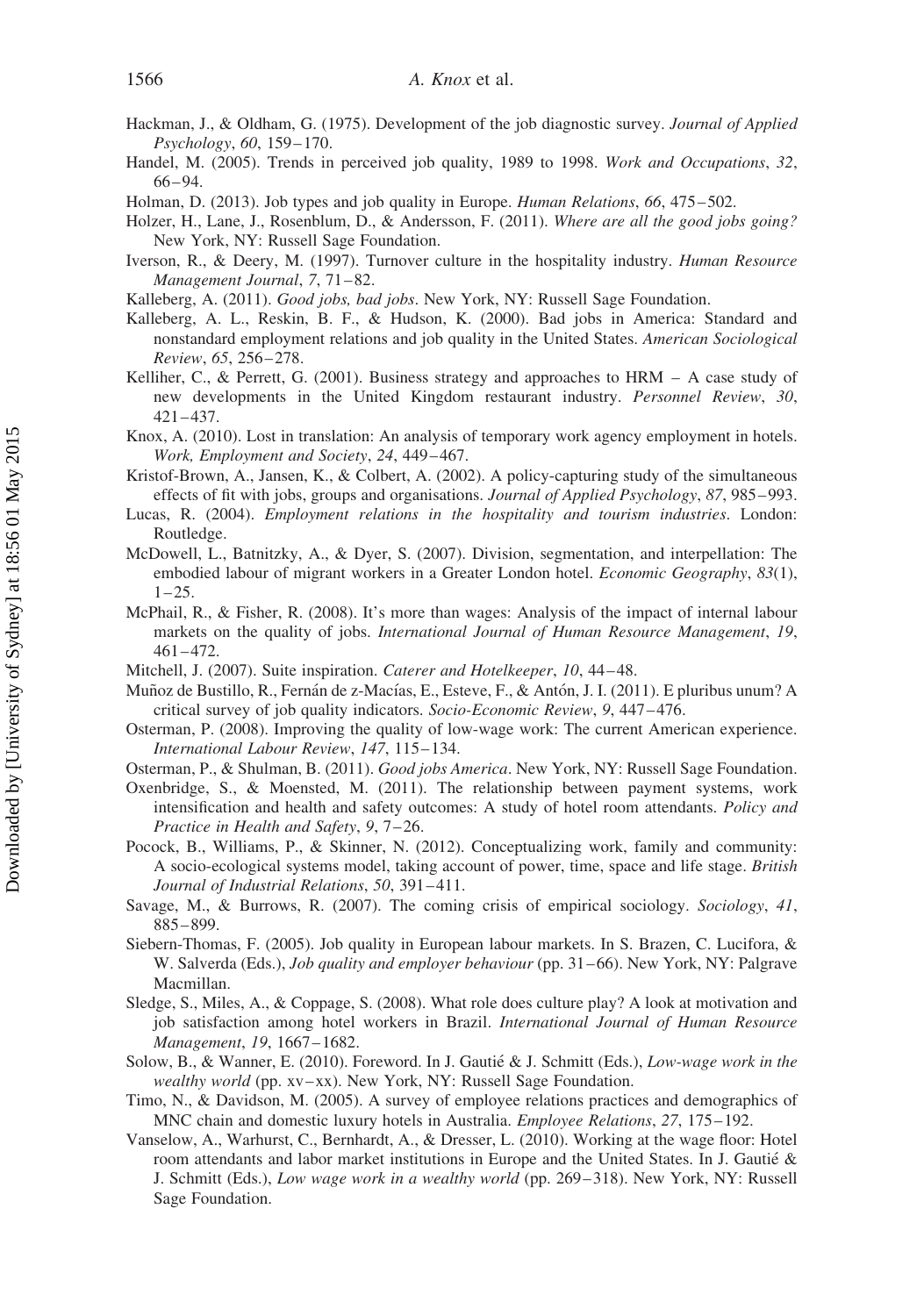Hackman, J., & Oldham, G. (1975). Development of the job diagnostic survey. *Journal of Applied Psychology*, *60*, 159–170.

Handel, M. (2005). Trends in perceived job quality, 1989 to 1998. *Work and Occupations*, *32*, 66–94.

Holman, D. (2013). Job types and job quality in Europe. *Human Relations*, *66*, 475–502.

Holzer, H., Lane, J., Rosenblum, D., & Andersson, F. (2011). *Where are all the good jobs going?* New York, NY: Russell Sage Foundation.

Iverson, R., & Deery, M. (1997). Turnover culture in the hospitality industry. *Human Resource Management Journal*, *7*, 71–82.

Kalleberg, A. (2011). *Good jobs, bad jobs*. New York, NY: Russell Sage Foundation.

Kalleberg, A. L., Reskin, B. F., & Hudson, K. (2000). Bad jobs in America: Standard and nonstandard employment relations and job quality in the United States. *American Sociological Review*, *65*, 256–278.

Kelliher, C., & Perrett, G. (2001). Business strategy and approaches to HRM – A case study of new developments in the United Kingdom restaurant industry. *Personnel Review*, *30*, 421–437.

Knox, A. (2010). Lost in translation: An analysis of temporary work agency employment in hotels. *Work, Employment and Society*, *24*, 449–467.

Kristof-Brown, A., Jansen, K., & Colbert, A. (2002). A policy-capturing study of the simultaneous effects of fit with jobs, groups and organisations. *Journal of Applied Psychology*, *87*, 985–993.

Lucas, R. (2004). *Employment relations in the hospitality and tourism industries*. London: Routledge.

McDowell, L., Batnitzky, A., & Dyer, S. (2007). Division, segmentation, and interpellation: The embodied labour of migrant workers in a Greater London hotel. *Economic Geography*, *83*(1), 1–25.

McPhail, R., & Fisher, R. (2008). It's more than wages: Analysis of the impact of internal labour markets on the quality of jobs. *International Journal of Human Resource Management*, *19*, 461–472.

Mitchell, J. (2007). Suite inspiration. *Caterer and Hotelkeeper*, *10*, 44–48.

Muñoz de Bustillo, R., Fernán de z-Macías, E., Esteve, F., & Antón, J. I. (2011). E pluribus unum? A critical survey of job quality indicators. *Socio-Economic Review*, *9*, 447–476.

Osterman, P. (2008). Improving the quality of low-wage work: The current American experience. *International Labour Review*, *147*, 115–134.

Osterman, P., & Shulman, B. (2011). *Good jobs America*. New York, NY: Russell Sage Foundation.

Oxenbridge, S., & Moensted, M. (2011). The relationship between payment systems, work intensification and health and safety outcomes: A study of hotel room attendants. *Policy and Practice in Health and Safety*, *9*, 7–26.

Pocock, B., Williams, P., & Skinner, N. (2012). Conceptualizing work, family and community: A socio-ecological systems model, taking account of power, time, space and life stage. *British Journal of Industrial Relations*, *50*, 391–411.

Savage, M., & Burrows, R. (2007). The coming crisis of empirical sociology. *Sociology*, *41*, 885–899.

Siebern-Thomas, F. (2005). Job quality in European labour markets. In S. Brazen, C. Lucifora, & W. Salverda (Eds.), *Job quality and employer behaviour* (pp. 31–66). New York, NY: Palgrave Macmillan.

Sledge, S., Miles, A., & Coppage, S. (2008). What role does culture play? A look at motivation and job satisfaction among hotel workers in Brazil. *International Journal of Human Resource Management*, *19*, 1667–1682.

Solow, B., & Wanner, E. (2010). Foreword. In J. Gautié & J. Schmitt (Eds.), *Low-wage work in the wealthy world* (pp. xv–xx). New York, NY: Russell Sage Foundation.

Timo, N., & Davidson, M. (2005). A survey of employee relations practices and demographics of MNC chain and domestic luxury hotels in Australia. *Employee Relations*, *27*, 175–192.

Vanselow, A., Warhurst, C., Bernhardt, A., & Dresser, L. (2010). Working at the wage floor: Hotel room attendants and labor market institutions in Europe and the United States. In J. Gautié & J. Schmitt (Eds.), *Low wage work in a wealthy world* (pp. 269–318). New York, NY: Russell Sage Foundation.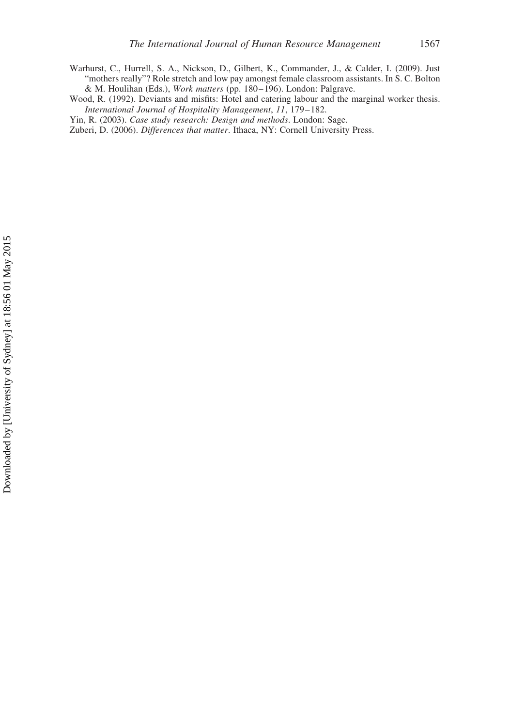Warhurst, C., Hurrell, S. A., Nickson, D., Gilbert, K., Commander, J., & Calder, I. (2009). Just "mothers really"? Role stretch and low pay amongst female classroom assistants. In S. C. Bolton & M. Houlihan (Eds.), *Work matters* (pp. 180–196). London: Palgrave.

Wood, R. (1992). Deviants and misfits: Hotel and catering labour and the marginal worker thesis. *International Journal of Hospitality Management*, *11*, 179–182.

Yin, R. (2003). *Case study research: Design and methods*. London: Sage.

Zuberi, D. (2006). *Differences that matter*. Ithaca, NY: Cornell University Press.